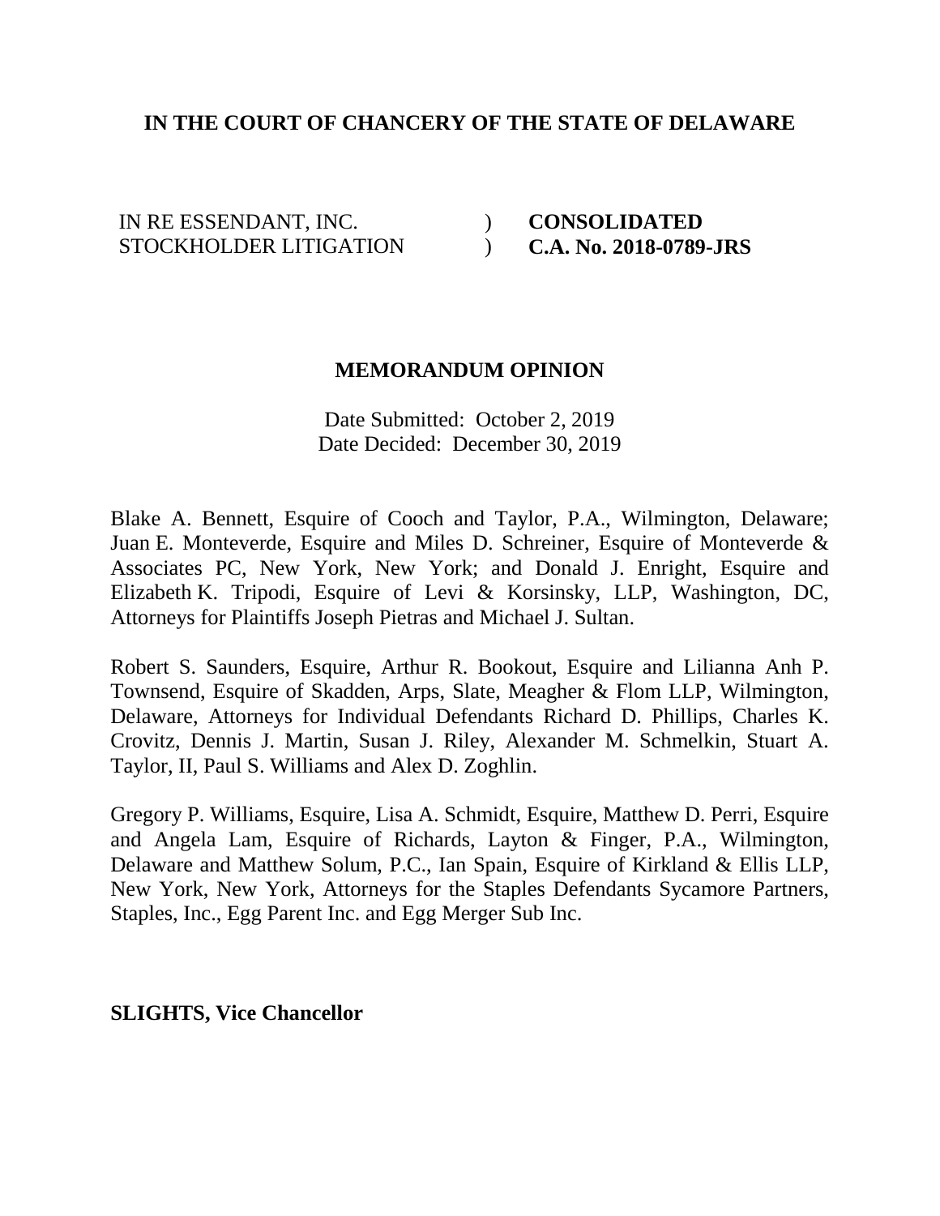**IN THE COURT OF CHANCERY OF THE STATE OF DELAWARE**

| | | |
|---|---|---|
| IN RE ESSENDANT, INC. STOCKHOLDER LITIGATION | ) ) | **CONSOLIDATED C.A. No. 2018-0789-JRS** |

**MEMORANDUM OPINION**

Date Submitted: October 2, 2019
Date Decided: December 30, 2019

Blake A. Bennett, Esquire of Cooch and Taylor, P.A., Wilmington, Delaware; Juan E. Monteverde, Esquire and Miles D. Schreiner, Esquire of Monteverde & Associates PC, New York, New York; and Donald J. Enright, Esquire and Elizabeth K. Tripodi, Esquire of Levi & Korsinsky, LLP, Washington, DC, Attorneys for Plaintiffs Joseph Pietras and Michael J. Sultan.

Robert S. Saunders, Esquire, Arthur R. Bookout, Esquire and Lilianna Anh P. Townsend, Esquire of Skadden, Arps, Slate, Meagher & Flom LLP, Wilmington, Delaware, Attorneys for Individual Defendants Richard D. Phillips, Charles K. Crovitz, Dennis J. Martin, Susan J. Riley, Alexander M. Schmelkin, Stuart A. Taylor, II, Paul S. Williams and Alex D. Zoghlin.

Gregory P. Williams, Esquire, Lisa A. Schmidt, Esquire, Matthew D. Perri, Esquire and Angela Lam, Esquire of Richards, Layton & Finger, P.A., Wilmington, Delaware and Matthew Solum, P.C., Ian Spain, Esquire of Kirkland & Ellis LLP, New York, New York, Attorneys for the Staples Defendants Sycamore Partners, Staples, Inc., Egg Parent Inc. and Egg Merger Sub Inc.

**SLIGHTS, Vice Chancellor**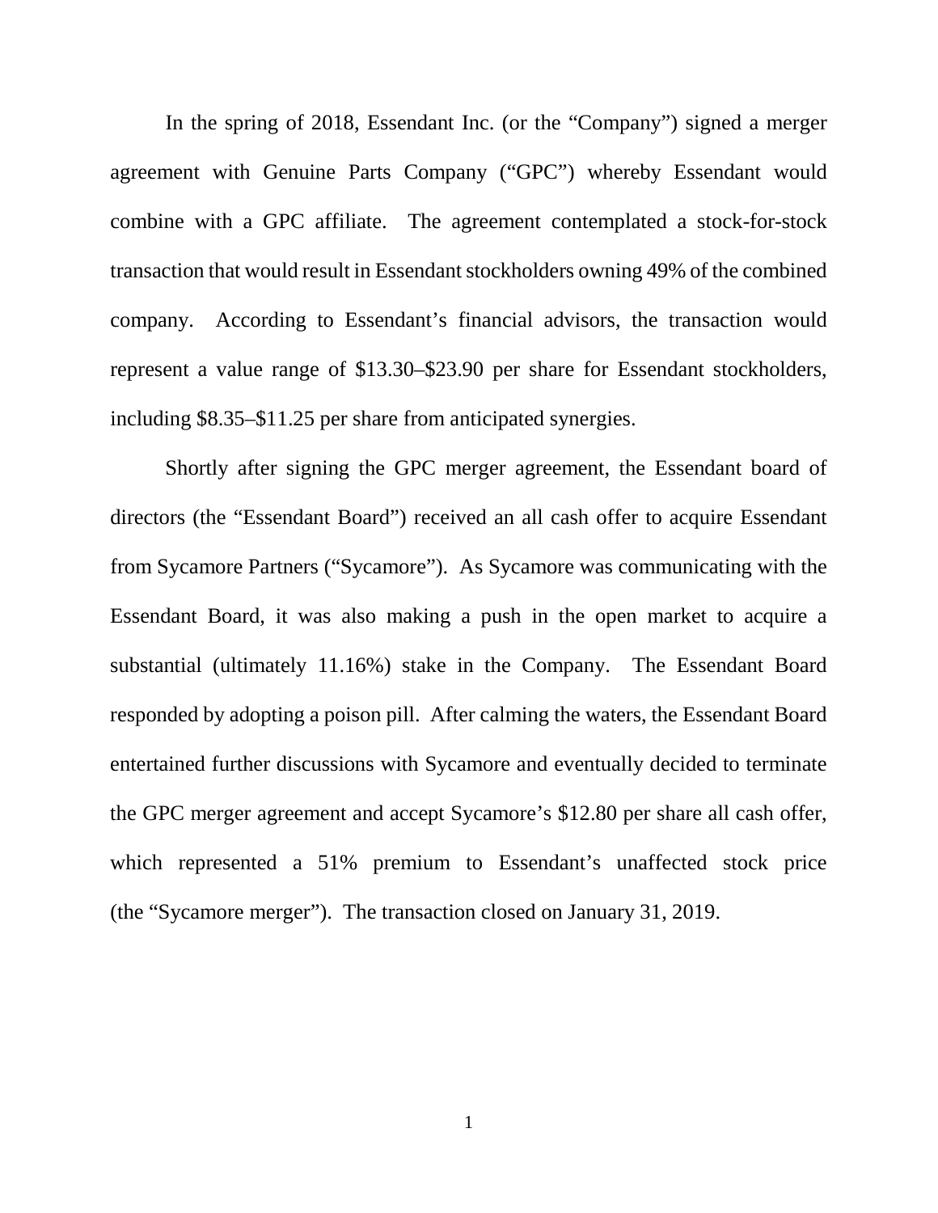In the spring of 2018, Essendant Inc. (or the "Company") signed a merger agreement with Genuine Parts Company ("GPC") whereby Essendant would combine with a GPC affiliate. The agreement contemplated a stock-for-stock transaction that would result in Essendant stockholders owning 49% of the combined company. According to Essendant's financial advisors, the transaction would represent a value range of $13.30–$23.90 per share for Essendant stockholders, including $8.35–$11.25 per share from anticipated synergies.

Shortly after signing the GPC merger agreement, the Essendant board of directors (the "Essendant Board") received an all cash offer to acquire Essendant from Sycamore Partners ("Sycamore"). As Sycamore was communicating with the Essendant Board, it was also making a push in the open market to acquire a substantial (ultimately 11.16%) stake in the Company. The Essendant Board responded by adopting a poison pill. After calming the waters, the Essendant Board entertained further discussions with Sycamore and eventually decided to terminate the GPC merger agreement and accept Sycamore's $12.80 per share all cash offer, which represented a 51% premium to Essendant's unaffected stock price (the "Sycamore merger"). The transaction closed on January 31, 2019.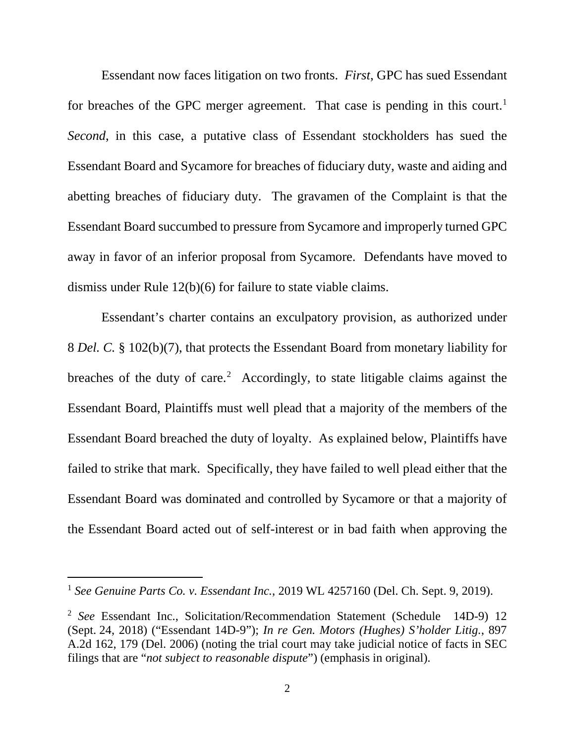Essendant now faces litigation on two fronts. *First*, GPC has sued Essendant for breaches of the GPC merger agreement. That case is pending in this court.[1] *Second*, in this case, a putative class of Essendant stockholders has sued the Essendant Board and Sycamore for breaches of fiduciary duty, waste and aiding and abetting breaches of fiduciary duty. The gravamen of the Complaint is that the Essendant Board succumbed to pressure from Sycamore and improperly turned GPC away in favor of an inferior proposal from Sycamore. Defendants have moved to dismiss under Rule 12(b)(6) for failure to state viable claims.

Essendant's charter contains an exculpatory provision, as authorized under 8 *Del. C.* § 102(b)(7), that protects the Essendant Board from monetary liability for breaches of the duty of care.[2] Accordingly, to state litigable claims against the Essendant Board, Plaintiffs must well plead that a majority of the members of the Essendant Board breached the duty of loyalty. As explained below, Plaintiffs have failed to strike that mark. Specifically, they have failed to well plead either that the Essendant Board was dominated and controlled by Sycamore or that a majority of the Essendant Board acted out of self-interest or in bad faith when approving the

---

[1] *See Genuine Parts Co. v. Essendant Inc.*, 2019 WL 4257160 (Del. Ch. Sept. 9, 2019).

[2] *See* Essendant Inc., Solicitation/Recommendation Statement (Schedule 14D-9) 12 (Sept. 24, 2018) ("Essendant 14D-9"); *In re Gen. Motors (Hughes) S'holder Litig.*, 897 A.2d 162, 179 (Del. 2006) (noting the trial court may take judicial notice of facts in SEC filings that are "*not subject to reasonable dispute*") (emphasis in original).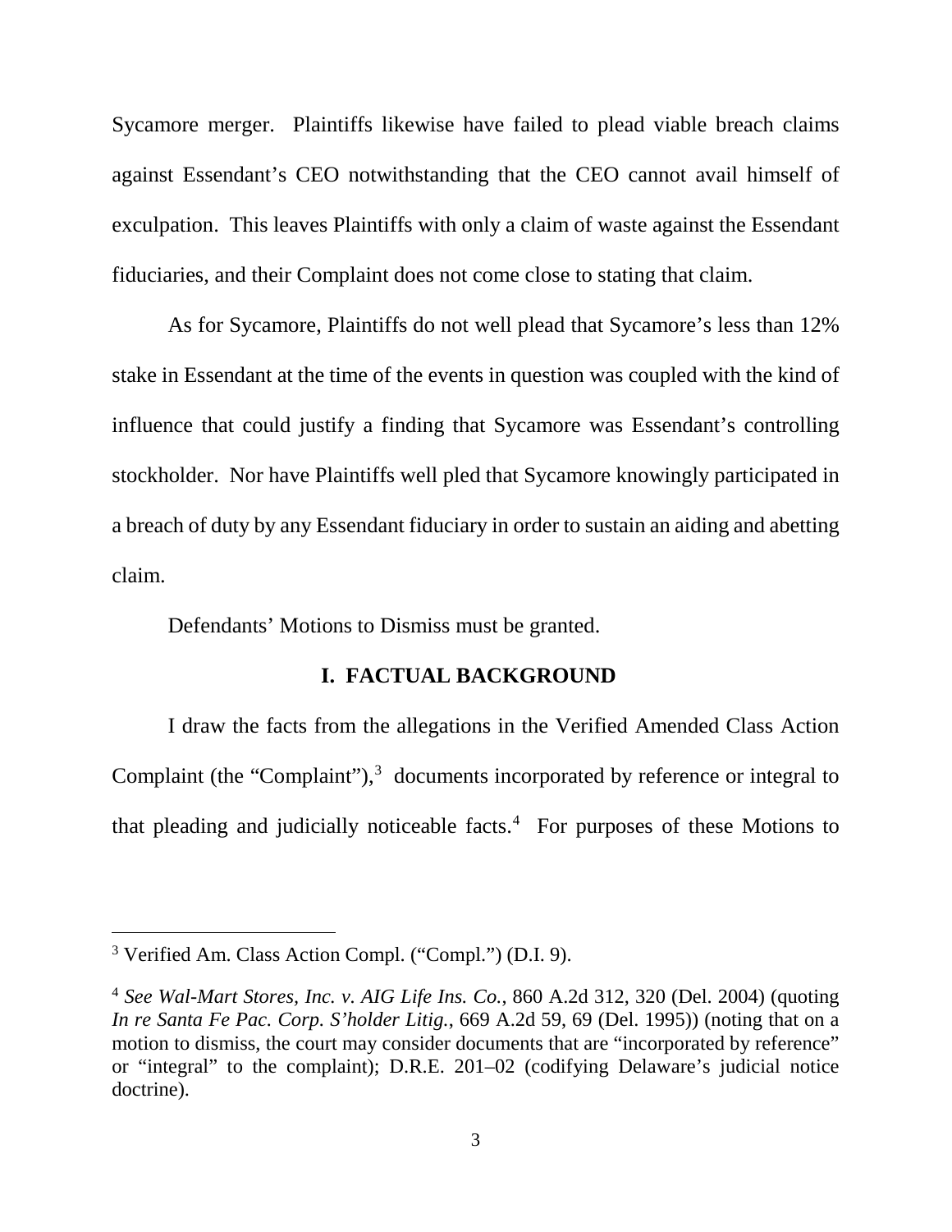Sycamore merger. Plaintiffs likewise have failed to plead viable breach claims against Essendant's CEO notwithstanding that the CEO cannot avail himself of exculpation. This leaves Plaintiffs with only a claim of waste against the Essendant fiduciaries, and their Complaint does not come close to stating that claim.

As for Sycamore, Plaintiffs do not well plead that Sycamore's less than 12% stake in Essendant at the time of the events in question was coupled with the kind of influence that could justify a finding that Sycamore was Essendant's controlling stockholder. Nor have Plaintiffs well pled that Sycamore knowingly participated in a breach of duty by any Essendant fiduciary in order to sustain an aiding and abetting claim.

Defendants' Motions to Dismiss must be granted.

## I. FACTUAL BACKGROUND

I draw the facts from the allegations in the Verified Amended Class Action Complaint (the "Complaint"),[3] documents incorporated by reference or integral to that pleading and judicially noticeable facts.[4] For purposes of these Motions to

---

[3] Verified Am. Class Action Compl. ("Compl.") (D.I. 9).

[4] *See Wal-Mart Stores, Inc. v. AIG Life Ins. Co.*, 860 A.2d 312, 320 (Del. 2004) (quoting *In re Santa Fe Pac. Corp. S'holder Litig.*, 669 A.2d 59, 69 (Del. 1995)) (noting that on a motion to dismiss, the court may consider documents that are "incorporated by reference" or "integral" to the complaint); D.R.E. 201–02 (codifying Delaware's judicial notice doctrine).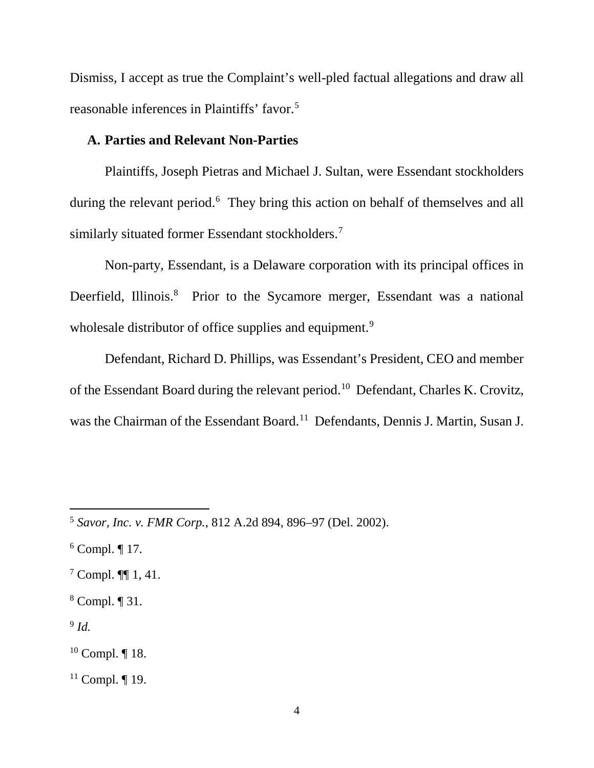Dismiss, I accept as true the Complaint's well-pled factual allegations and draw all reasonable inferences in Plaintiffs' favor.[5]

### A. Parties and Relevant Non-Parties

Plaintiffs, Joseph Pietras and Michael J. Sultan, were Essendant stockholders during the relevant period.[6] They bring this action on behalf of themselves and all similarly situated former Essendant stockholders.[7]

Non-party, Essendant, is a Delaware corporation with its principal offices in Deerfield, Illinois.[8] Prior to the Sycamore merger, Essendant was a national wholesale distributor of office supplies and equipment.[9]

Defendant, Richard D. Phillips, was Essendant's President, CEO and member of the Essendant Board during the relevant period.[10] Defendant, Charles K. Crovitz, was the Chairman of the Essendant Board.[11] Defendants, Dennis J. Martin, Susan J.

---

[5] *Savor, Inc. v. FMR Corp.*, 812 A.2d 894, 896–97 (Del. 2002).

[6] Compl. ¶ 17.

[7] Compl. ¶¶ 1, 41.

[8] Compl. ¶ 31.

[9] *Id.*

[10] Compl. ¶ 18.

[11] Compl. ¶ 19.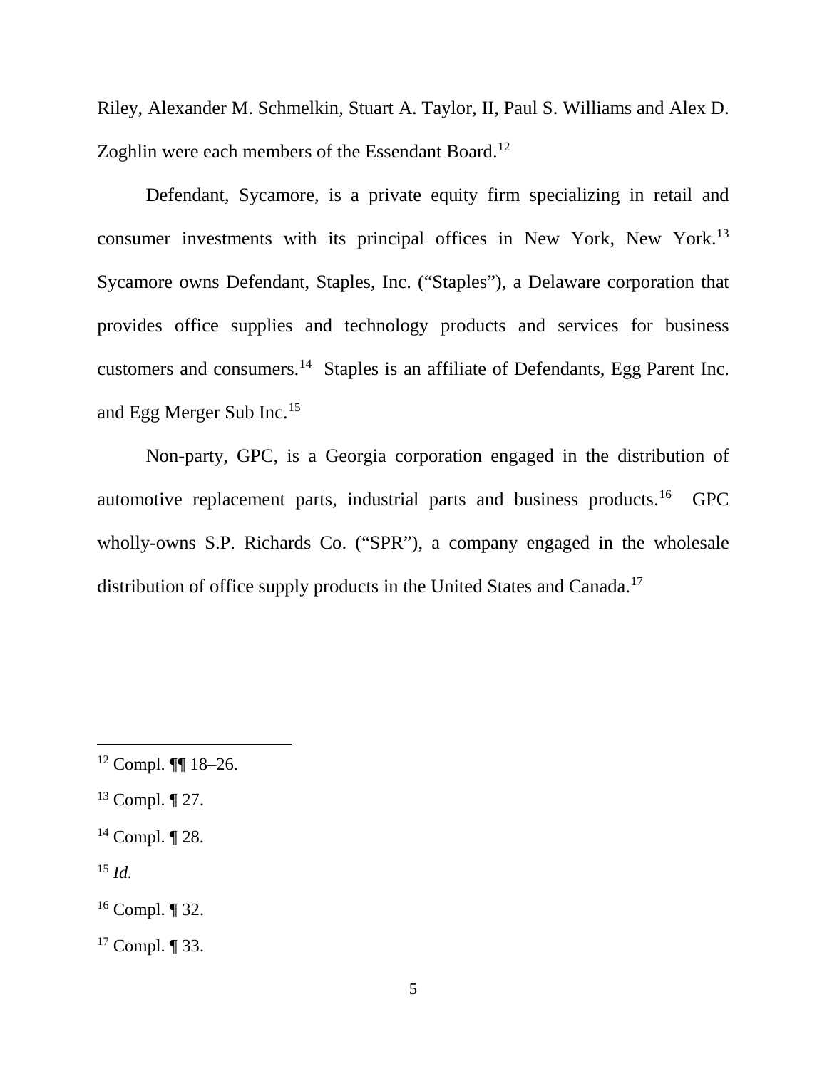Riley, Alexander M. Schmelkin, Stuart A. Taylor, II, Paul S. Williams and Alex D. Zoghlin were each members of the Essendant Board.[12]

Defendant, Sycamore, is a private equity firm specializing in retail and consumer investments with its principal offices in New York, New York.[13] Sycamore owns Defendant, Staples, Inc. ("Staples"), a Delaware corporation that provides office supplies and technology products and services for business customers and consumers.[14] Staples is an affiliate of Defendants, Egg Parent Inc. and Egg Merger Sub Inc.[15]

Non-party, GPC, is a Georgia corporation engaged in the distribution of automotive replacement parts, industrial parts and business products.[16] GPC wholly-owns S.P. Richards Co. ("SPR"), a company engaged in the wholesale distribution of office supply products in the United States and Canada.[17]

---

[12] Compl. ¶¶ 18–26.

[13] Compl. ¶ 27.

[14] Compl. ¶ 28.

[15] *Id.*

[16] Compl. ¶ 32.

[17] Compl. ¶ 33.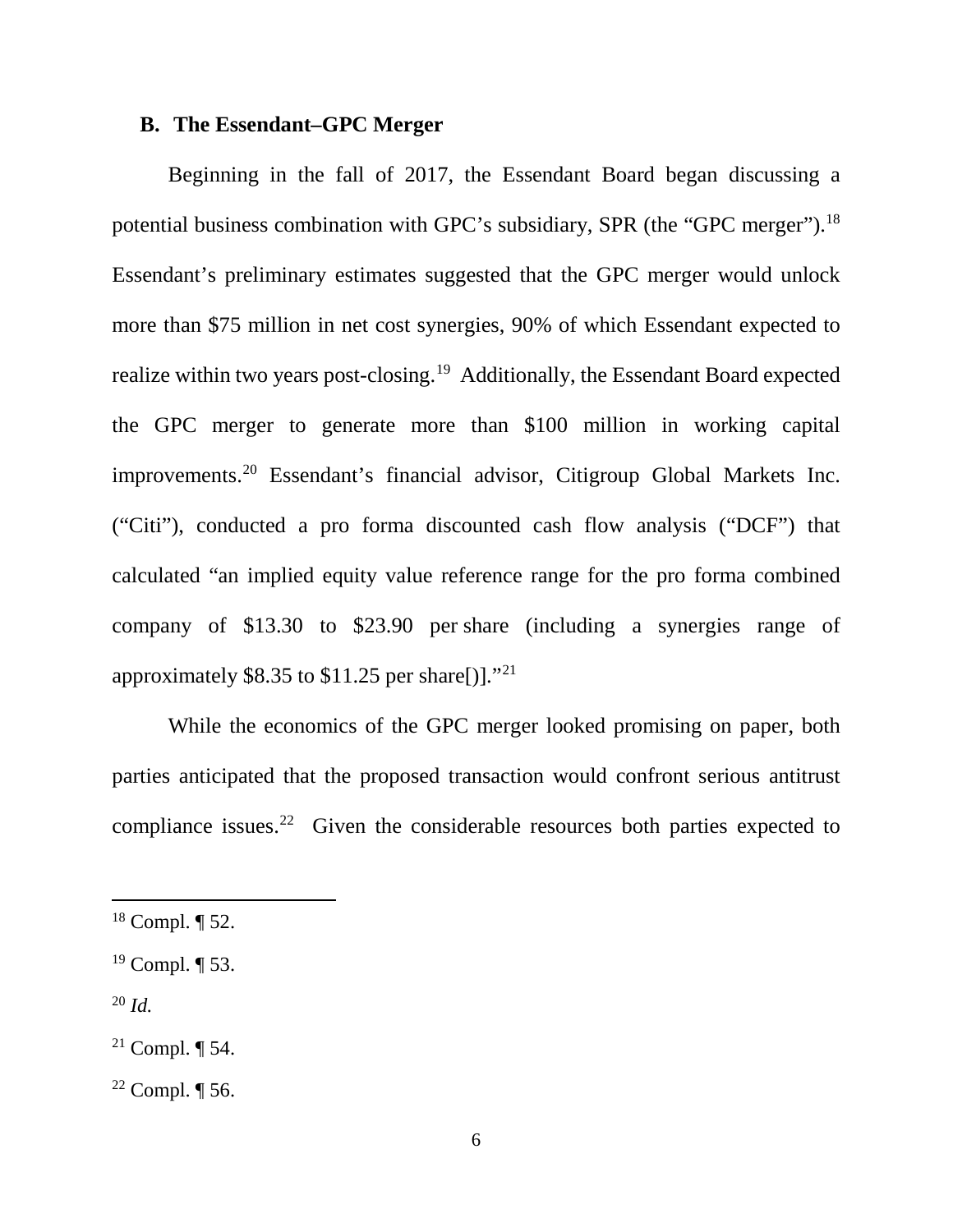### B. The Essendant–GPC Merger

Beginning in the fall of 2017, the Essendant Board began discussing a potential business combination with GPC's subsidiary, SPR (the "GPC merger").[18] Essendant's preliminary estimates suggested that the GPC merger would unlock more than $75 million in net cost synergies, 90% of which Essendant expected to realize within two years post-closing.[19] Additionally, the Essendant Board expected the GPC merger to generate more than $100 million in working capital improvements.[20] Essendant's financial advisor, Citigroup Global Markets Inc. ("Citi"), conducted a pro forma discounted cash flow analysis ("DCF") that calculated "an implied equity value reference range for the pro forma combined company of $13.30 to $23.90 per share (including a synergies range of approximately $8.35 to $11.25 per share[])."[21]

While the economics of the GPC merger looked promising on paper, both parties anticipated that the proposed transaction would confront serious antitrust compliance issues.[22] Given the considerable resources both parties expected to

---

[18] Compl. ¶ 52.

[19] Compl. ¶ 53.

[20] *Id.*

[21] Compl. ¶ 54.

[22] Compl. ¶ 56.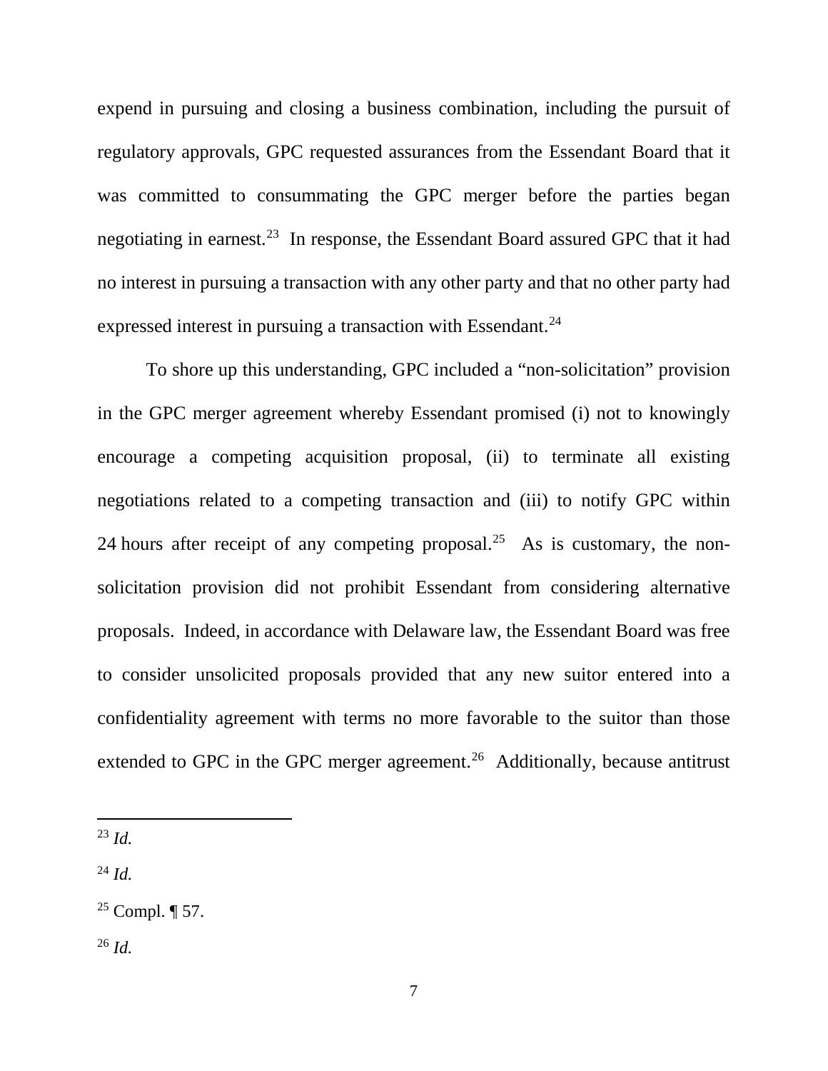expend in pursuing and closing a business combination, including the pursuit of regulatory approvals, GPC requested assurances from the Essendant Board that it was committed to consummating the GPC merger before the parties began negotiating in earnest.[23] In response, the Essendant Board assured GPC that it had no interest in pursuing a transaction with any other party and that no other party had expressed interest in pursuing a transaction with Essendant.[24]

To shore up this understanding, GPC included a "non-solicitation" provision in the GPC merger agreement whereby Essendant promised (i) not to knowingly encourage a competing acquisition proposal, (ii) to terminate all existing negotiations related to a competing transaction and (iii) to notify GPC within 24 hours after receipt of any competing proposal.[25] As is customary, the non-solicitation provision did not prohibit Essendant from considering alternative proposals. Indeed, in accordance with Delaware law, the Essendant Board was free to consider unsolicited proposals provided that any new suitor entered into a confidentiality agreement with terms no more favorable to the suitor than those extended to GPC in the GPC merger agreement.[26] Additionally, because antitrust

---

[23] *Id.*

[24] *Id.*

[25] Compl. ¶ 57.

[26] *Id.*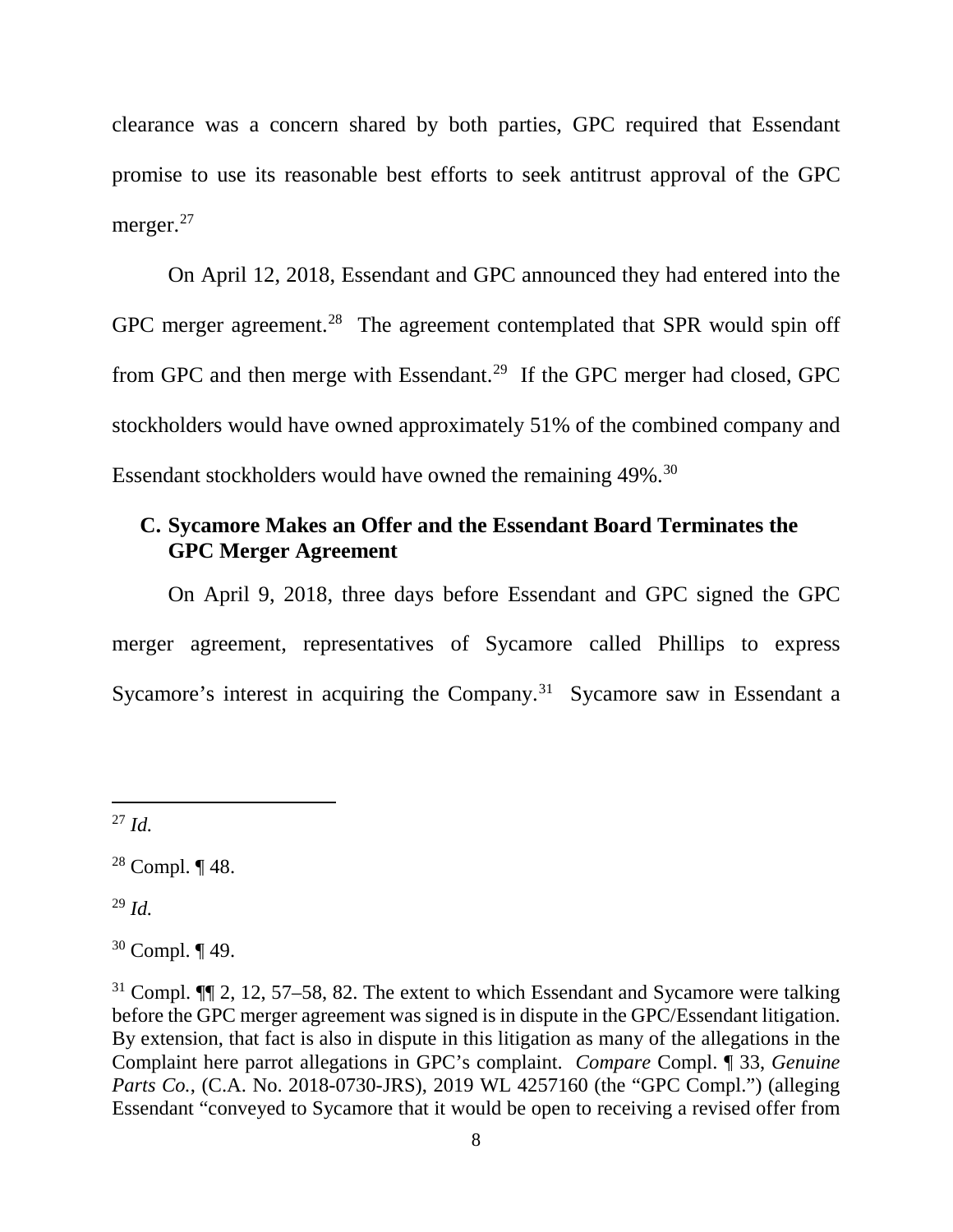clearance was a concern shared by both parties, GPC required that Essendant promise to use its reasonable best efforts to seek antitrust approval of the GPC merger.[27]

On April 12, 2018, Essendant and GPC announced they had entered into the GPC merger agreement.[28] The agreement contemplated that SPR would spin off from GPC and then merge with Essendant.[29] If the GPC merger had closed, GPC stockholders would have owned approximately 51% of the combined company and Essendant stockholders would have owned the remaining 49%.[30]

### C. Sycamore Makes an Offer and the Essendant Board Terminates the GPC Merger Agreement

On April 9, 2018, three days before Essendant and GPC signed the GPC merger agreement, representatives of Sycamore called Phillips to express Sycamore's interest in acquiring the Company.[31] Sycamore saw in Essendant a

---

[27] *Id.*

[28] Compl. ¶ 48.

[29] *Id.*

[30] Compl. ¶ 49.

[31] Compl. ¶¶ 2, 12, 57–58, 82. The extent to which Essendant and Sycamore were talking before the GPC merger agreement was signed is in dispute in the GPC/Essendant litigation. By extension, that fact is also in dispute in this litigation as many of the allegations in the Complaint here parrot allegations in GPC's complaint. *Compare* Compl. ¶ 33, *Genuine Parts Co.*, (C.A. No. 2018-0730-JRS), 2019 WL 4257160 (the "GPC Compl.") (alleging Essendant "conveyed to Sycamore that it would be open to receiving a revised offer from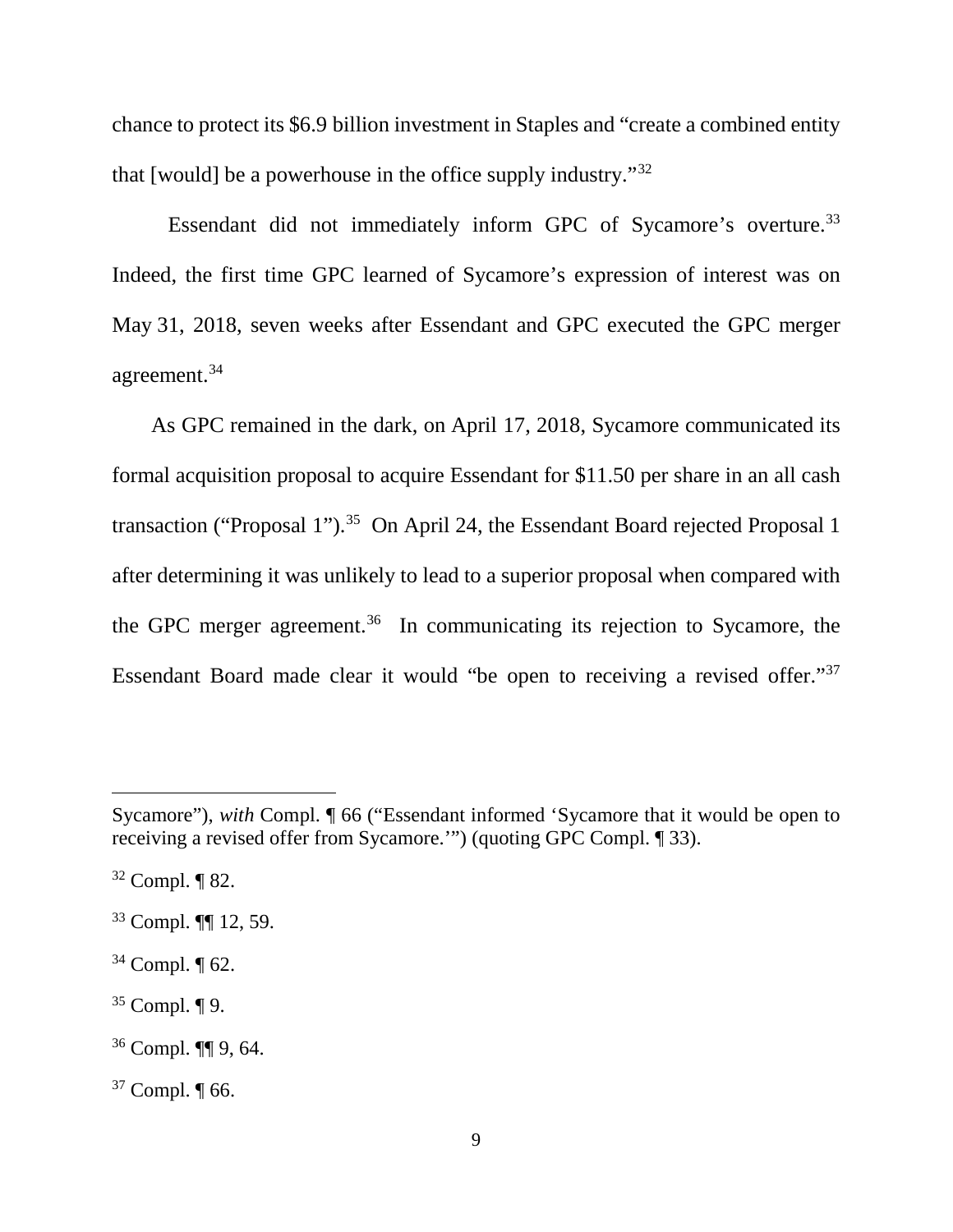chance to protect its $6.9 billion investment in Staples and "create a combined entity that [would] be a powerhouse in the office supply industry."[32]

Essendant did not immediately inform GPC of Sycamore's overture.[33] Indeed, the first time GPC learned of Sycamore's expression of interest was on May 31, 2018, seven weeks after Essendant and GPC executed the GPC merger agreement.[34]

As GPC remained in the dark, on April 17, 2018, Sycamore communicated its formal acquisition proposal to acquire Essendant for $11.50 per share in an all cash transaction ("Proposal 1").[35] On April 24, the Essendant Board rejected Proposal 1 after determining it was unlikely to lead to a superior proposal when compared with the GPC merger agreement.[36] In communicating its rejection to Sycamore, the Essendant Board made clear it would "be open to receiving a revised offer."[37]

---

Sycamore"), *with* Compl. ¶ 66 ("Essendant informed 'Sycamore that it would be open to receiving a revised offer from Sycamore.'") (quoting GPC Compl. ¶ 33).

[32] Compl. ¶ 82.

[33] Compl. ¶¶ 12, 59.

[34] Compl. ¶ 62.

[35] Compl. ¶ 9.

[36] Compl. ¶¶ 9, 64.

[37] Compl. ¶ 66.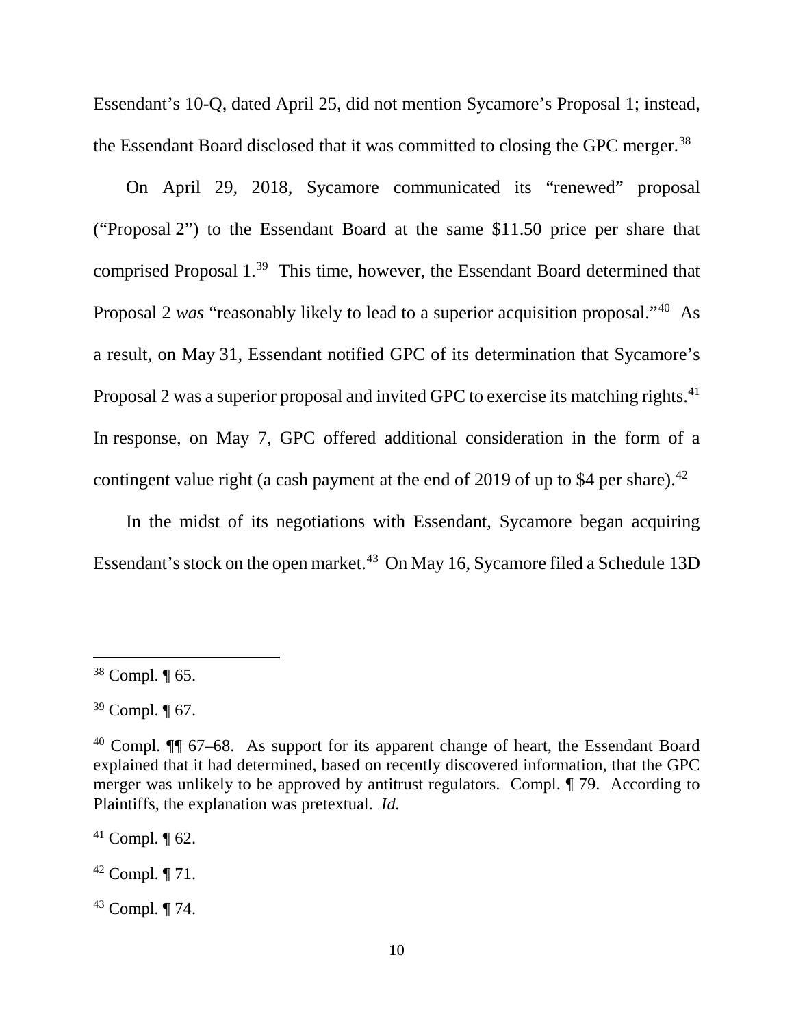Essendant's 10-Q, dated April 25, did not mention Sycamore's Proposal 1; instead, the Essendant Board disclosed that it was committed to closing the GPC merger.[38]

On April 29, 2018, Sycamore communicated its "renewed" proposal ("Proposal 2") to the Essendant Board at the same $11.50 price per share that comprised Proposal 1.[39] This time, however, the Essendant Board determined that Proposal 2 *was* "reasonably likely to lead to a superior acquisition proposal."[40] As a result, on May 31, Essendant notified GPC of its determination that Sycamore's Proposal 2 was a superior proposal and invited GPC to exercise its matching rights.[41] In response, on May 7, GPC offered additional consideration in the form of a contingent value right (a cash payment at the end of 2019 of up to $4 per share).[42]

In the midst of its negotiations with Essendant, Sycamore began acquiring Essendant's stock on the open market.[43] On May 16, Sycamore filed a Schedule 13D

---

[38] Compl. ¶ 65.

[39] Compl. ¶ 67.

[40] Compl. ¶¶ 67–68. As support for its apparent change of heart, the Essendant Board explained that it had determined, based on recently discovered information, that the GPC merger was unlikely to be approved by antitrust regulators. Compl. ¶ 79. According to Plaintiffs, the explanation was pretextual. *Id.*

[41] Compl. ¶ 62.

[42] Compl. ¶ 71.

[43] Compl. ¶ 74.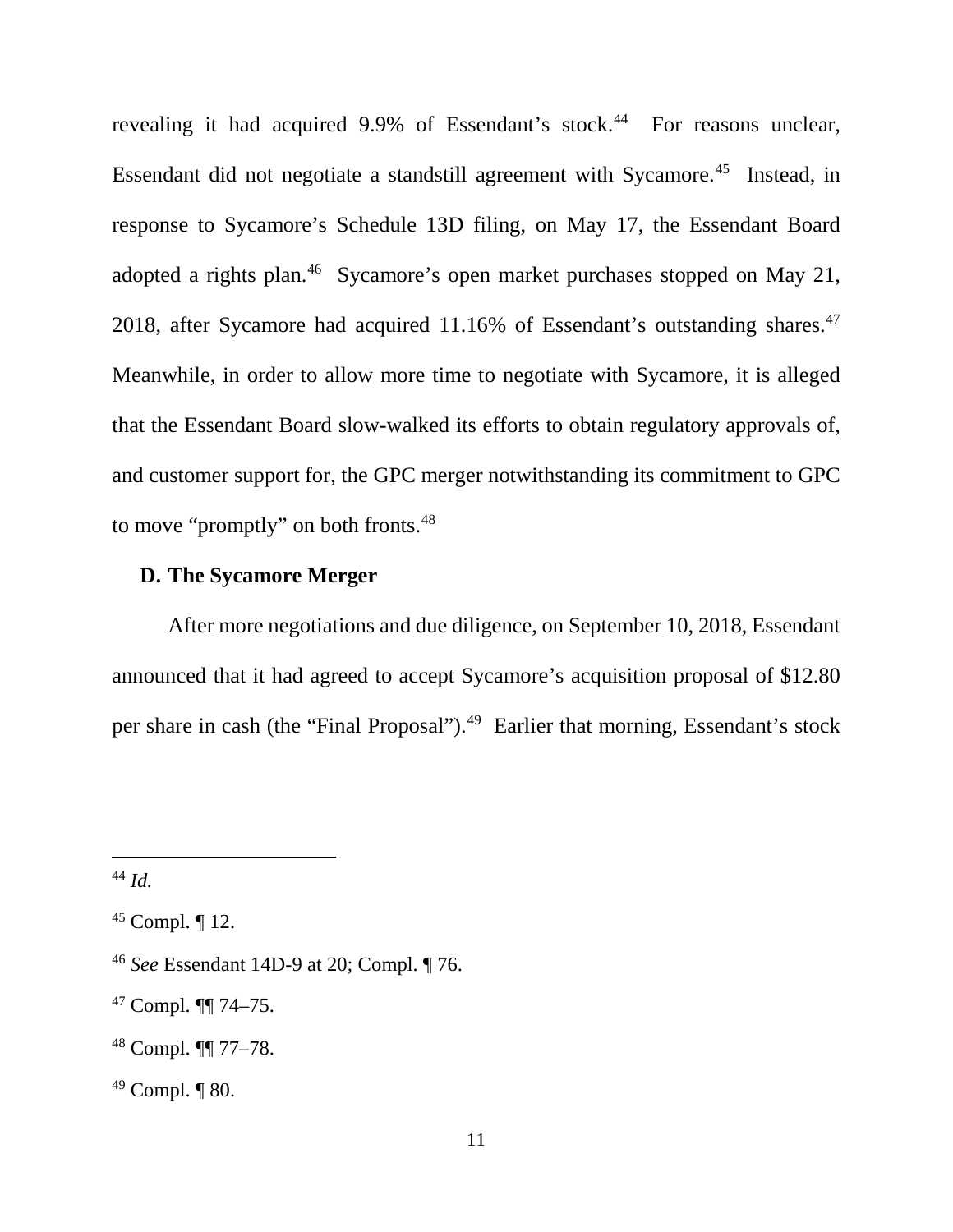revealing it had acquired 9.9% of Essendant's stock.[44] For reasons unclear, Essendant did not negotiate a standstill agreement with Sycamore.[45] Instead, in response to Sycamore's Schedule 13D filing, on May 17, the Essendant Board adopted a rights plan.[46] Sycamore's open market purchases stopped on May 21, 2018, after Sycamore had acquired 11.16% of Essendant's outstanding shares.[47] Meanwhile, in order to allow more time to negotiate with Sycamore, it is alleged that the Essendant Board slow-walked its efforts to obtain regulatory approvals of, and customer support for, the GPC merger notwithstanding its commitment to GPC to move "promptly" on both fronts.[48]

### D. The Sycamore Merger

After more negotiations and due diligence, on September 10, 2018, Essendant announced that it had agreed to accept Sycamore's acquisition proposal of $12.80 per share in cash (the "Final Proposal").[49] Earlier that morning, Essendant's stock

---

[44] *Id.*

[45] Compl. ¶ 12.

[46] *See* Essendant 14D-9 at 20; Compl. ¶ 76.

[47] Compl. ¶¶ 74–75.

[48] Compl. ¶¶ 77–78.

[49] Compl. ¶ 80.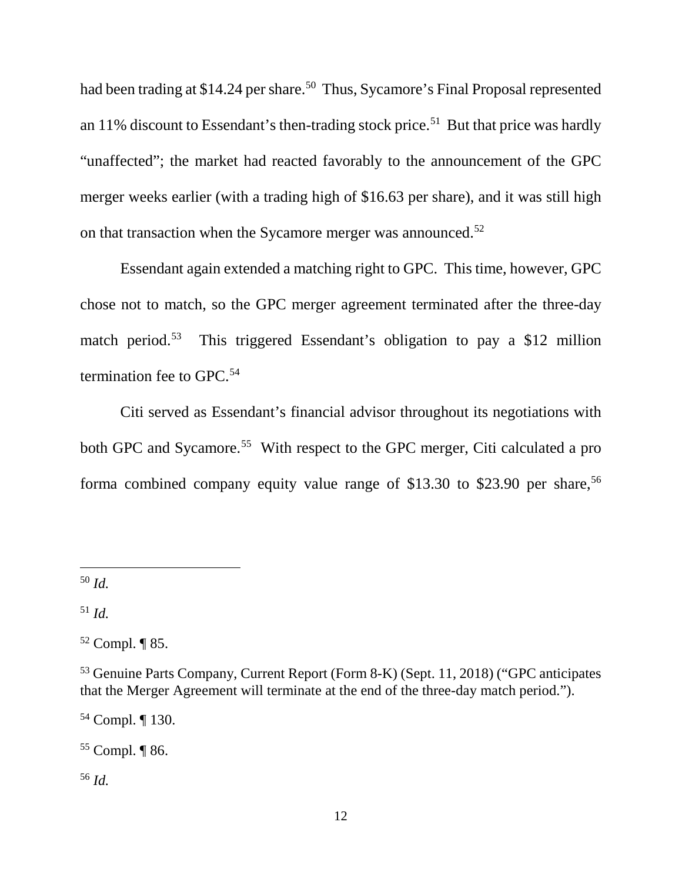had been trading at $14.24 per share.[50] Thus, Sycamore's Final Proposal represented an 11% discount to Essendant's then-trading stock price.[51] But that price was hardly "unaffected"; the market had reacted favorably to the announcement of the GPC merger weeks earlier (with a trading high of $16.63 per share), and it was still high on that transaction when the Sycamore merger was announced.[52]

Essendant again extended a matching right to GPC. This time, however, GPC chose not to match, so the GPC merger agreement terminated after the three-day match period.[53] This triggered Essendant's obligation to pay a $12 million termination fee to GPC.[54]

Citi served as Essendant's financial advisor throughout its negotiations with both GPC and Sycamore.[55] With respect to the GPC merger, Citi calculated a pro forma combined company equity value range of $13.30 to $23.90 per share,[56]

---

[50] *Id.*

[51] *Id.*

[52] Compl. ¶ 85.

[53] Genuine Parts Company, Current Report (Form 8-K) (Sept. 11, 2018) ("GPC anticipates that the Merger Agreement will terminate at the end of the three-day match period.").

[54] Compl. ¶ 130.

[55] Compl. ¶ 86.

[56] *Id.*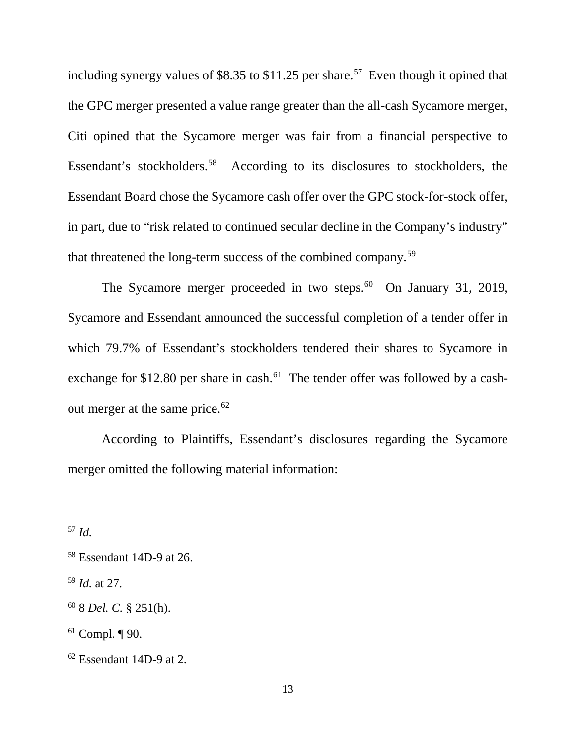including synergy values of $8.35 to $11.25 per share.[57] Even though it opined that the GPC merger presented a value range greater than the all-cash Sycamore merger, Citi opined that the Sycamore merger was fair from a financial perspective to Essendant's stockholders.[58] According to its disclosures to stockholders, the Essendant Board chose the Sycamore cash offer over the GPC stock-for-stock offer, in part, due to "risk related to continued secular decline in the Company's industry" that threatened the long-term success of the combined company.[59]

The Sycamore merger proceeded in two steps.[60] On January 31, 2019, Sycamore and Essendant announced the successful completion of a tender offer in which 79.7% of Essendant's stockholders tendered their shares to Sycamore in exchange for $12.80 per share in cash.[61] The tender offer was followed by a cash-out merger at the same price.[62]

According to Plaintiffs, Essendant's disclosures regarding the Sycamore merger omitted the following material information:

---

[57] *Id.*

[58] Essendant 14D-9 at 26.

[59] *Id.* at 27.

[60] 8 *Del. C.* § 251(h).

[61] Compl. ¶ 90.

[62] Essendant 14D-9 at 2.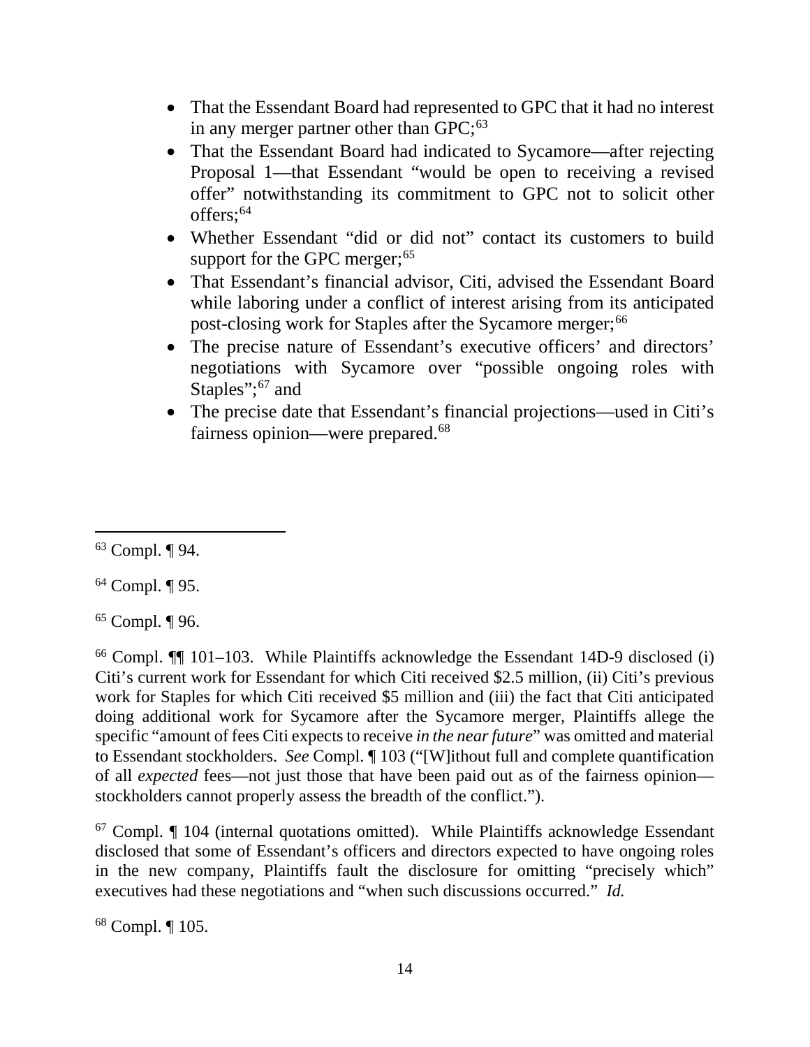- That the Essendant Board had represented to GPC that it had no interest in any merger partner other than GPC;[63]
- That the Essendant Board had indicated to Sycamore—after rejecting Proposal 1—that Essendant "would be open to receiving a revised offer" notwithstanding its commitment to GPC not to solicit other offers;[64]
- Whether Essendant "did or did not" contact its customers to build support for the GPC merger;[65]
- That Essendant's financial advisor, Citi, advised the Essendant Board while laboring under a conflict of interest arising from its anticipated post-closing work for Staples after the Sycamore merger;[66]
- The precise nature of Essendant's executive officers' and directors' negotiations with Sycamore over "possible ongoing roles with Staples";[67] and
- The precise date that Essendant's financial projections—used in Citi's fairness opinion—were prepared.[68]

---

[63] Compl. ¶ 94.

[64] Compl. ¶ 95.

[65] Compl. ¶ 96.

[66] Compl. ¶¶ 101–103. While Plaintiffs acknowledge the Essendant 14D-9 disclosed (i) Citi's current work for Essendant for which Citi received $2.5 million, (ii) Citi's previous work for Staples for which Citi received $5 million and (iii) the fact that Citi anticipated doing additional work for Sycamore after the Sycamore merger, Plaintiffs allege the specific "amount of fees Citi expects to receive *in the near future*" was omitted and material to Essendant stockholders. *See* Compl. ¶ 103 ("[W]ithout full and complete quantification of all *expected* fees—not just those that have been paid out as of the fairness opinion—stockholders cannot properly assess the breadth of the conflict.").

[67] Compl. ¶ 104 (internal quotations omitted). While Plaintiffs acknowledge Essendant disclosed that some of Essendant's officers and directors expected to have ongoing roles in the new company, Plaintiffs fault the disclosure for omitting "precisely which" executives had these negotiations and "when such discussions occurred." *Id.*

[68] Compl. ¶ 105.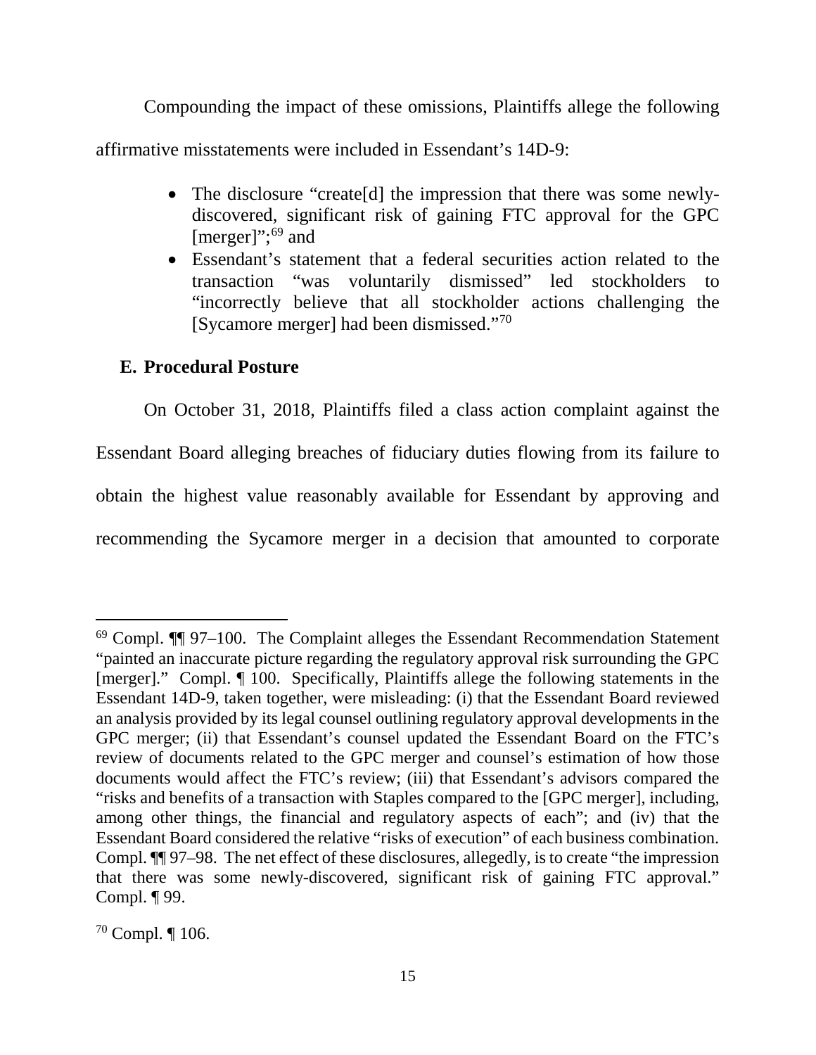Compounding the impact of these omissions, Plaintiffs allege the following affirmative misstatements were included in Essendant's 14D-9:

- The disclosure "create[d] the impression that there was some newly-discovered, significant risk of gaining FTC approval for the GPC [merger]";[69] and
- Essendant's statement that a federal securities action related to the transaction "was voluntarily dismissed" led stockholders to "incorrectly believe that all stockholder actions challenging the [Sycamore merger] had been dismissed."[70]

## E. Procedural Posture

On October 31, 2018, Plaintiffs filed a class action complaint against the Essendant Board alleging breaches of fiduciary duties flowing from its failure to obtain the highest value reasonably available for Essendant by approving and recommending the Sycamore merger in a decision that amounted to corporate

---

[69] Compl. ¶¶ 97–100. The Complaint alleges the Essendant Recommendation Statement "painted an inaccurate picture regarding the regulatory approval risk surrounding the GPC [merger]." Compl. ¶ 100. Specifically, Plaintiffs allege the following statements in the Essendant 14D-9, taken together, were misleading: (i) that the Essendant Board reviewed an analysis provided by its legal counsel outlining regulatory approval developments in the GPC merger; (ii) that Essendant's counsel updated the Essendant Board on the FTC's review of documents related to the GPC merger and counsel's estimation of how those documents would affect the FTC's review; (iii) that Essendant's advisors compared the "risks and benefits of a transaction with Staples compared to the [GPC merger], including, among other things, the financial and regulatory aspects of each"; and (iv) that the Essendant Board considered the relative "risks of execution" of each business combination. Compl. ¶¶ 97–98. The net effect of these disclosures, allegedly, is to create "the impression that there was some newly-discovered, significant risk of gaining FTC approval." Compl. ¶ 99.

[70] Compl. ¶ 106.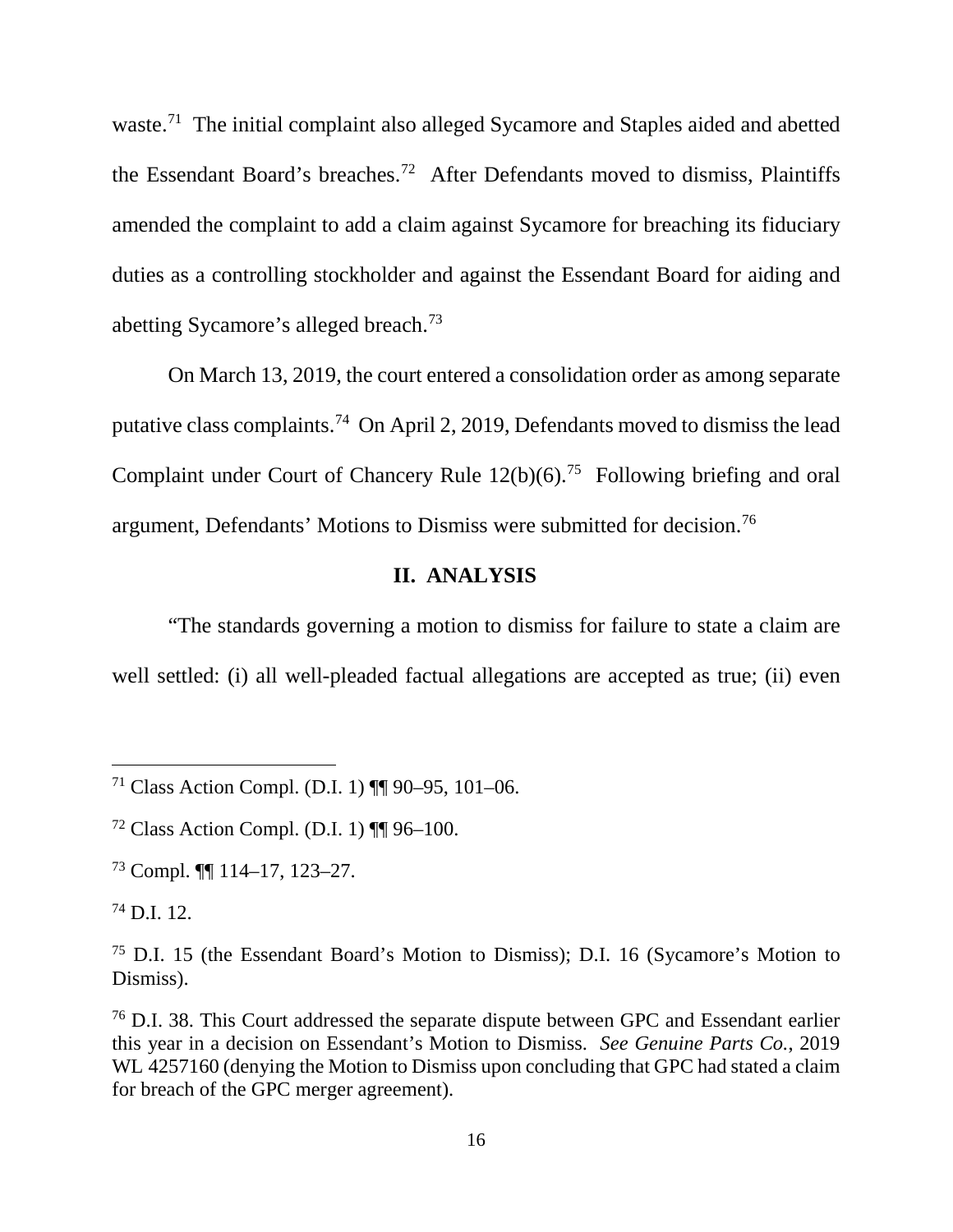waste.[71] The initial complaint also alleged Sycamore and Staples aided and abetted the Essendant Board's breaches.[72] After Defendants moved to dismiss, Plaintiffs amended the complaint to add a claim against Sycamore for breaching its fiduciary duties as a controlling stockholder and against the Essendant Board for aiding and abetting Sycamore's alleged breach.[73]

On March 13, 2019, the court entered a consolidation order as among separate putative class complaints.[74] On April 2, 2019, Defendants moved to dismiss the lead Complaint under Court of Chancery Rule 12(b)(6).[75] Following briefing and oral argument, Defendants' Motions to Dismiss were submitted for decision.[76]

## II. ANALYSIS

"The standards governing a motion to dismiss for failure to state a claim are well settled: (i) all well-pleaded factual allegations are accepted as true; (ii) even

---

[71] Class Action Compl. (D.I. 1) ¶¶ 90–95, 101–06.

[72] Class Action Compl. (D.I. 1) ¶¶ 96–100.

[73] Compl. ¶¶ 114–17, 123–27.

[74] D.I. 12.

[75] D.I. 15 (the Essendant Board's Motion to Dismiss); D.I. 16 (Sycamore's Motion to Dismiss).

[76] D.I. 38. This Court addressed the separate dispute between GPC and Essendant earlier this year in a decision on Essendant's Motion to Dismiss. *See Genuine Parts Co.*, 2019 WL 4257160 (denying the Motion to Dismiss upon concluding that GPC had stated a claim for breach of the GPC merger agreement).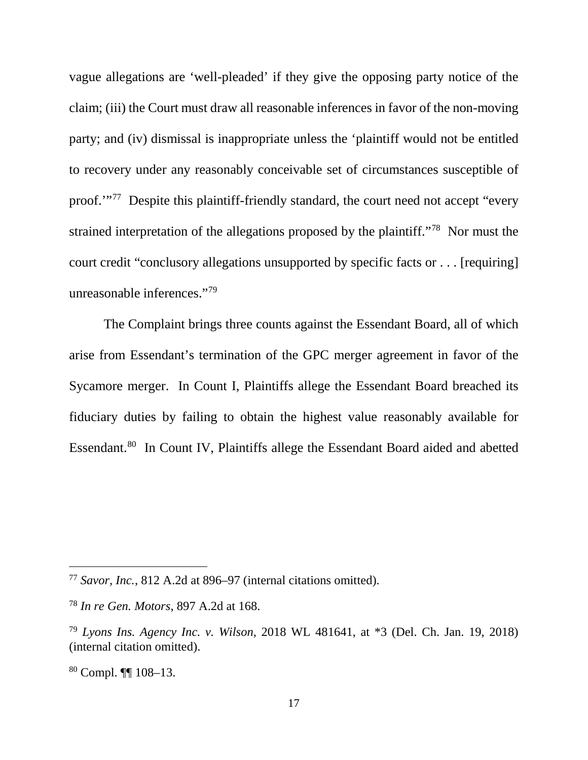vague allegations are 'well-pleaded' if they give the opposing party notice of the claim; (iii) the Court must draw all reasonable inferences in favor of the non-moving party; and (iv) dismissal is inappropriate unless the 'plaintiff would not be entitled to recovery under any reasonably conceivable set of circumstances susceptible of proof.'"[77] Despite this plaintiff-friendly standard, the court need not accept "every strained interpretation of the allegations proposed by the plaintiff."[78] Nor must the court credit "conclusory allegations unsupported by specific facts or . . . [requiring] unreasonable inferences."[79]

The Complaint brings three counts against the Essendant Board, all of which arise from Essendant's termination of the GPC merger agreement in favor of the Sycamore merger. In Count I, Plaintiffs allege the Essendant Board breached its fiduciary duties by failing to obtain the highest value reasonably available for Essendant.[80] In Count IV, Plaintiffs allege the Essendant Board aided and abetted

---

[77] *Savor, Inc.*, 812 A.2d at 896–97 (internal citations omitted).

[78] *In re Gen. Motors*, 897 A.2d at 168.

[79] *Lyons Ins. Agency Inc. v. Wilson*, 2018 WL 481641, at *3 (Del. Ch. Jan. 19, 2018) (internal citation omitted).

[80] Compl. ¶¶ 108–13.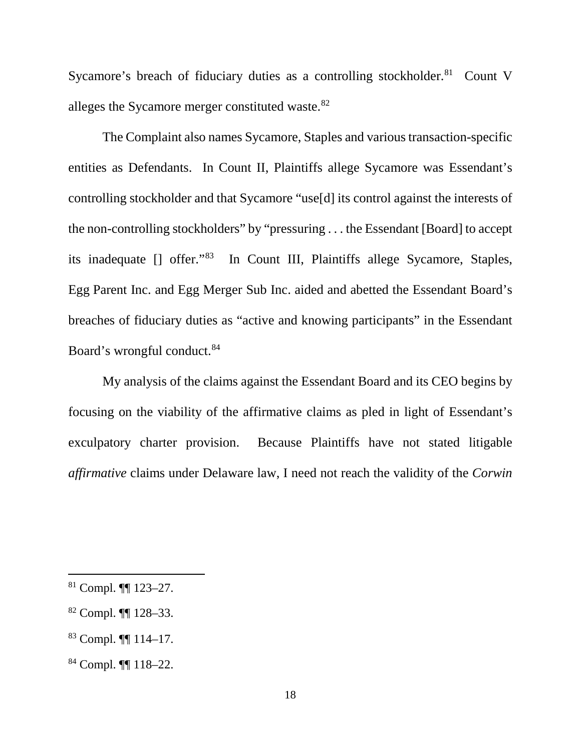Sycamore's breach of fiduciary duties as a controlling stockholder.[81] Count V alleges the Sycamore merger constituted waste.[82]

The Complaint also names Sycamore, Staples and various transaction-specific entities as Defendants. In Count II, Plaintiffs allege Sycamore was Essendant's controlling stockholder and that Sycamore "use[d] its control against the interests of the non-controlling stockholders" by "pressuring . . . the Essendant [Board] to accept its inadequate [] offer."[83] In Count III, Plaintiffs allege Sycamore, Staples, Egg Parent Inc. and Egg Merger Sub Inc. aided and abetted the Essendant Board's breaches of fiduciary duties as "active and knowing participants" in the Essendant Board's wrongful conduct.[84]

My analysis of the claims against the Essendant Board and its CEO begins by focusing on the viability of the affirmative claims as pled in light of Essendant's exculpatory charter provision. Because Plaintiffs have not stated litigable *affirmative* claims under Delaware law, I need not reach the validity of the *Corwin*

---

[81] Compl. ¶¶ 123–27.

[82] Compl. ¶¶ 128–33.

[83] Compl. ¶¶ 114–17.

[84] Compl. ¶¶ 118–22.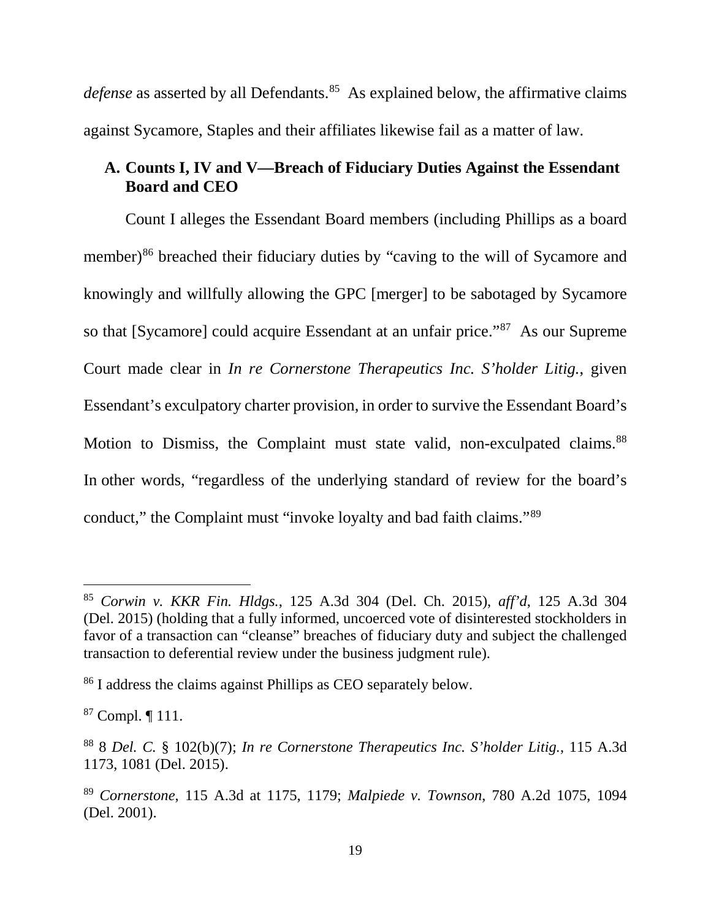*defense* as asserted by all Defendants.[85] As explained below, the affirmative claims against Sycamore, Staples and their affiliates likewise fail as a matter of law.

### A. Counts I, IV and V—Breach of Fiduciary Duties Against the Essendant Board and CEO

Count I alleges the Essendant Board members (including Phillips as a board member)[86] breached their fiduciary duties by "caving to the will of Sycamore and knowingly and willfully allowing the GPC [merger] to be sabotaged by Sycamore so that [Sycamore] could acquire Essendant at an unfair price."[87] As our Supreme Court made clear in *In re Cornerstone Therapeutics Inc. S'holder Litig.*, given Essendant's exculpatory charter provision, in order to survive the Essendant Board's Motion to Dismiss, the Complaint must state valid, non-exculpated claims.[88] In other words, "regardless of the underlying standard of review for the board's conduct," the Complaint must "invoke loyalty and bad faith claims."[89]

---

[85] *Corwin v. KKR Fin. Hldgs.*, 125 A.3d 304 (Del. Ch. 2015), *aff'd*, 125 A.3d 304 (Del. 2015) (holding that a fully informed, uncoerced vote of disinterested stockholders in favor of a transaction can "cleanse" breaches of fiduciary duty and subject the challenged transaction to deferential review under the business judgment rule).

[86] I address the claims against Phillips as CEO separately below.

[87] Compl. ¶ 111.

[88] 8 *Del. C.* § 102(b)(7); *In re Cornerstone Therapeutics Inc. S'holder Litig.*, 115 A.3d 1173, 1081 (Del. 2015).

[89] *Cornerstone*, 115 A.3d at 1175, 1179; *Malpiede v. Townson*, 780 A.2d 1075, 1094 (Del. 2001).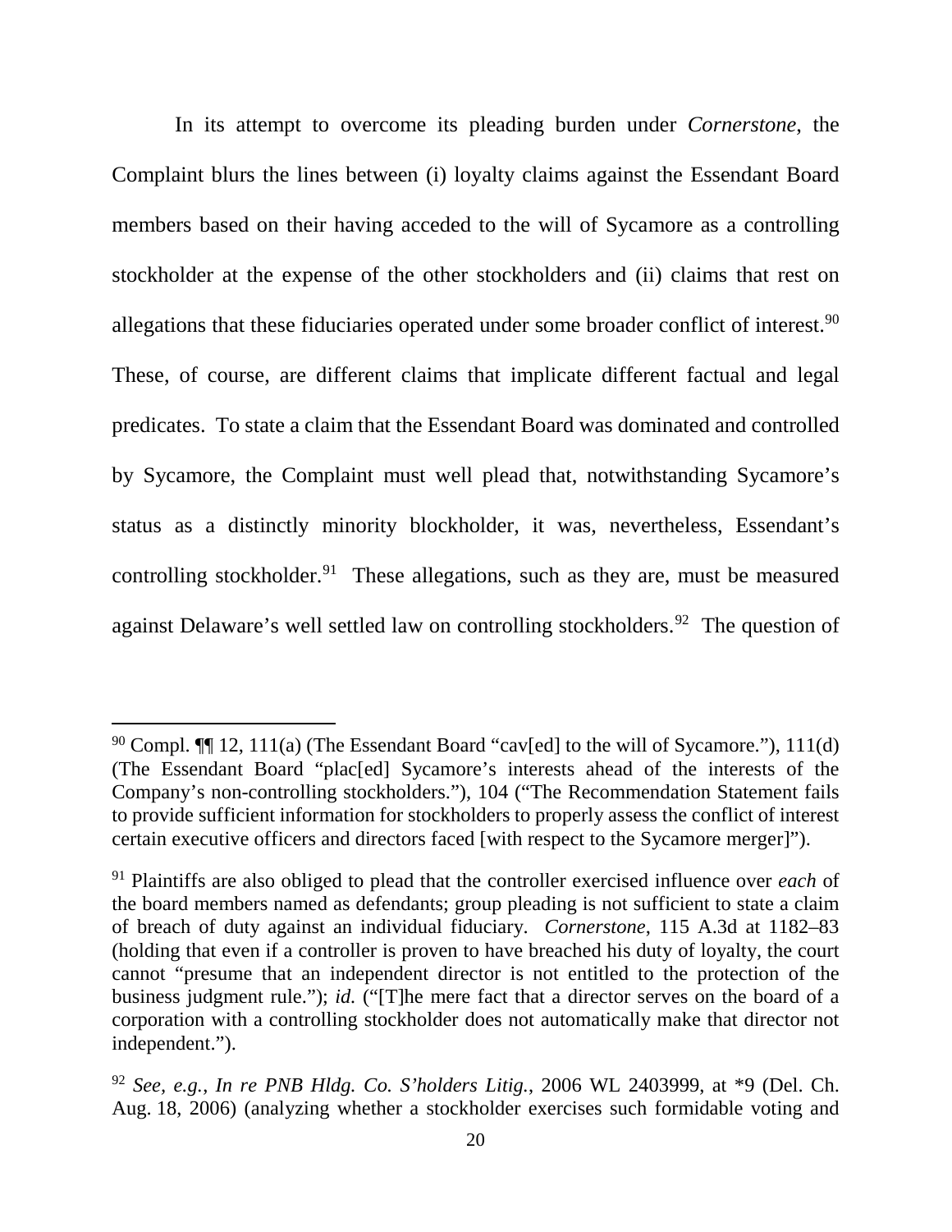In its attempt to overcome its pleading burden under *Cornerstone*, the Complaint blurs the lines between (i) loyalty claims against the Essendant Board members based on their having acceded to the will of Sycamore as a controlling stockholder at the expense of the other stockholders and (ii) claims that rest on allegations that these fiduciaries operated under some broader conflict of interest.[90] These, of course, are different claims that implicate different factual and legal predicates. To state a claim that the Essendant Board was dominated and controlled by Sycamore, the Complaint must well plead that, notwithstanding Sycamore's status as a distinctly minority blockholder, it was, nevertheless, Essendant's controlling stockholder.[91] These allegations, such as they are, must be measured against Delaware's well settled law on controlling stockholders.[92] The question of

---

[90] Compl. ¶¶ 12, 111(a) (The Essendant Board "cav[ed] to the will of Sycamore."), 111(d) (The Essendant Board "plac[ed] Sycamore's interests ahead of the interests of the Company's non-controlling stockholders."), 104 ("The Recommendation Statement fails to provide sufficient information for stockholders to properly assess the conflict of interest certain executive officers and directors faced [with respect to the Sycamore merger]").

[91] Plaintiffs are also obliged to plead that the controller exercised influence over *each* of the board members named as defendants; group pleading is not sufficient to state a claim of breach of duty against an individual fiduciary. *Cornerstone*, 115 A.3d at 1182–83 (holding that even if a controller is proven to have breached his duty of loyalty, the court cannot "presume that an independent director is not entitled to the protection of the business judgment rule."); *id.* ("[T]he mere fact that a director serves on the board of a corporation with a controlling stockholder does not automatically make that director not independent.").

[92] *See, e.g.*, *In re PNB Hldg. Co. S'holders Litig.*, 2006 WL 2403999, at *9 (Del. Ch. Aug. 18, 2006) (analyzing whether a stockholder exercises such formidable voting and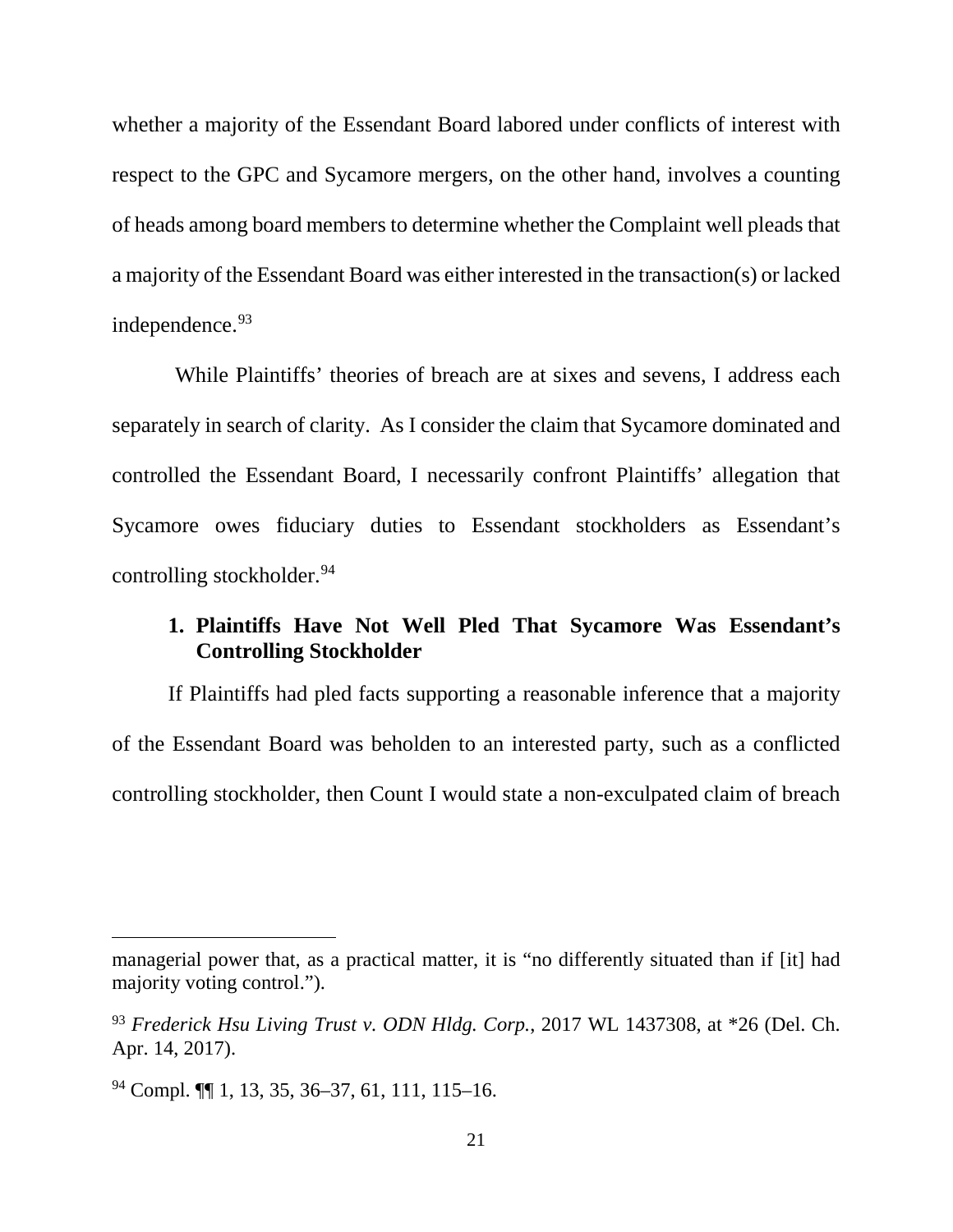whether a majority of the Essendant Board labored under conflicts of interest with respect to the GPC and Sycamore mergers, on the other hand, involves a counting of heads among board members to determine whether the Complaint well pleads that a majority of the Essendant Board was either interested in the transaction(s) or lacked independence.[93]

While Plaintiffs' theories of breach are at sixes and sevens, I address each separately in search of clarity. As I consider the claim that Sycamore dominated and controlled the Essendant Board, I necessarily confront Plaintiffs' allegation that Sycamore owes fiduciary duties to Essendant stockholders as Essendant's controlling stockholder.[94]

### 1. Plaintiffs Have Not Well Pled That Sycamore Was Essendant's Controlling Stockholder

If Plaintiffs had pled facts supporting a reasonable inference that a majority of the Essendant Board was beholden to an interested party, such as a conflicted controlling stockholder, then Count I would state a non-exculpated claim of breach

---

managerial power that, as a practical matter, it is "no differently situated than if [it] had majority voting control.").

[93] *Frederick Hsu Living Trust v. ODN Hldg. Corp.*, 2017 WL 1437308, at *26 (Del. Ch. Apr. 14, 2017).

[94] Compl. ¶¶ 1, 13, 35, 36–37, 61, 111, 115–16.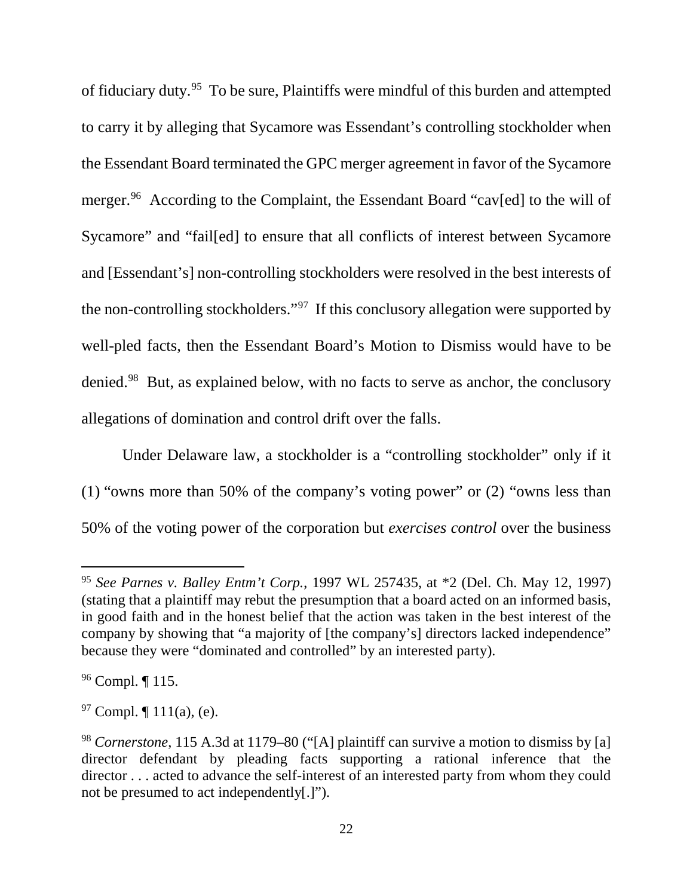of fiduciary duty.[95] To be sure, Plaintiffs were mindful of this burden and attempted to carry it by alleging that Sycamore was Essendant's controlling stockholder when the Essendant Board terminated the GPC merger agreement in favor of the Sycamore merger.[96] According to the Complaint, the Essendant Board "cav[ed] to the will of Sycamore" and "fail[ed] to ensure that all conflicts of interest between Sycamore and [Essendant's] non-controlling stockholders were resolved in the best interests of the non-controlling stockholders."[97] If this conclusory allegation were supported by well-pled facts, then the Essendant Board's Motion to Dismiss would have to be denied.[98] But, as explained below, with no facts to serve as anchor, the conclusory allegations of domination and control drift over the falls.

Under Delaware law, a stockholder is a "controlling stockholder" only if it (1) "owns more than 50% of the company's voting power" or (2) "owns less than 50% of the voting power of the corporation but *exercises control* over the business

---

[95] *See Parnes v. Balley Entm't Corp.*, 1997 WL 257435, at *2 (Del. Ch. May 12, 1997) (stating that a plaintiff may rebut the presumption that a board acted on an informed basis, in good faith and in the honest belief that the action was taken in the best interest of the company by showing that "a majority of [the company's] directors lacked independence" because they were "dominated and controlled" by an interested party).

[96] Compl. ¶ 115.

[97] Compl. ¶ 111(a), (e).

[98] *Cornerstone*, 115 A.3d at 1179–80 ("[A] plaintiff can survive a motion to dismiss by [a] director defendant by pleading facts supporting a rational inference that the director . . . acted to advance the self-interest of an interested party from whom they could not be presumed to act independently[.]").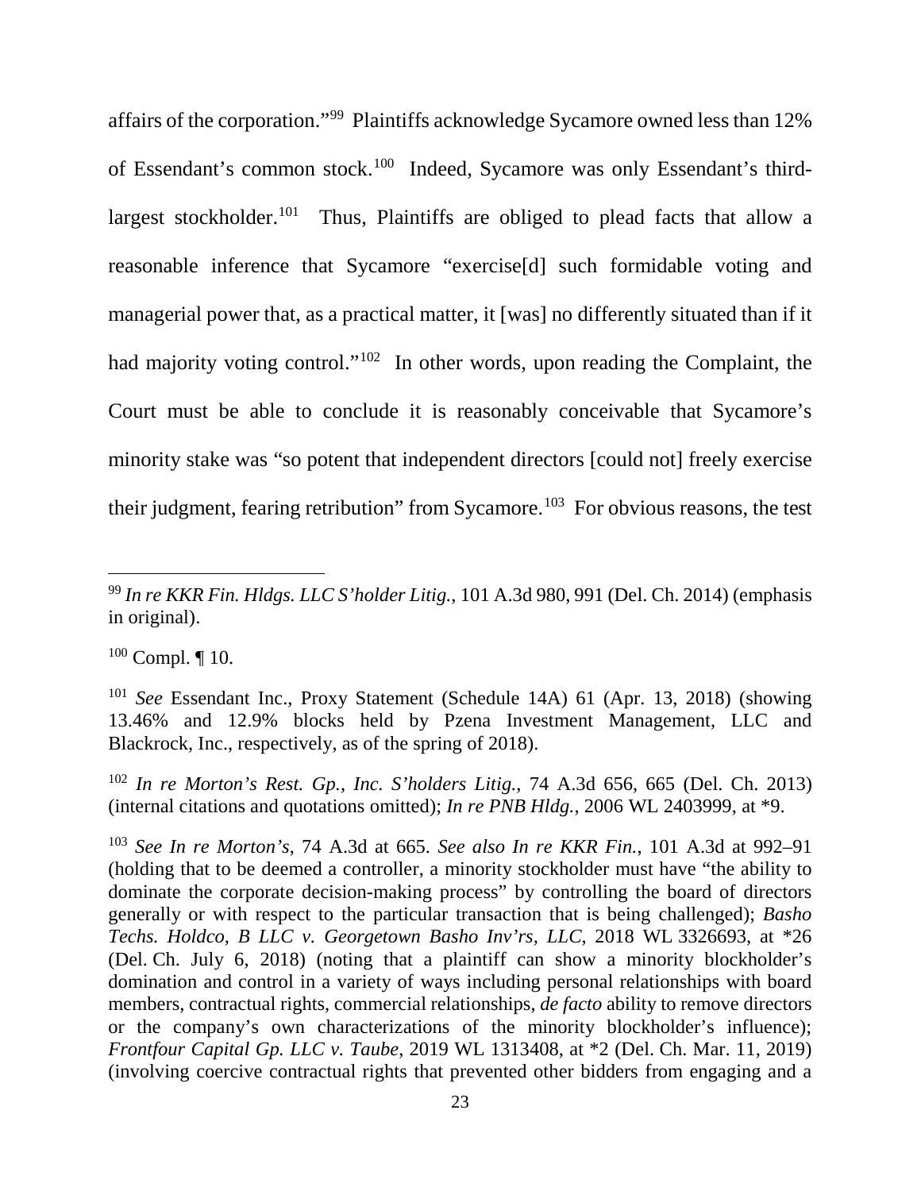affairs of the corporation."[99] Plaintiffs acknowledge Sycamore owned less than 12% of Essendant's common stock.[100] Indeed, Sycamore was only Essendant's third-largest stockholder.[101] Thus, Plaintiffs are obliged to plead facts that allow a reasonable inference that Sycamore "exercise[d] such formidable voting and managerial power that, as a practical matter, it [was] no differently situated than if it had majority voting control."[102] In other words, upon reading the Complaint, the Court must be able to conclude it is reasonably conceivable that Sycamore's minority stake was "so potent that independent directors [could not] freely exercise their judgment, fearing retribution" from Sycamore.[103] For obvious reasons, the test

---

[99] *In re KKR Fin. Hldgs. LLC S'holder Litig.*, 101 A.3d 980, 991 (Del. Ch. 2014) (emphasis in original).

[100] Compl. ¶ 10.

[101] *See* Essendant Inc., Proxy Statement (Schedule 14A) 61 (Apr. 13, 2018) (showing 13.46% and 12.9% blocks held by Pzena Investment Management, LLC and Blackrock, Inc., respectively, as of the spring of 2018).

[102] *In re Morton's Rest. Gp., Inc. S'holders Litig.*, 74 A.3d 656, 665 (Del. Ch. 2013) (internal citations and quotations omitted); *In re PNB Hldg.*, 2006 WL 2403999, at *9.

[103] *See In re Morton's*, 74 A.3d at 665. *See also In re KKR Fin.*, 101 A.3d at 992–91 (holding that to be deemed a controller, a minority stockholder must have "the ability to dominate the corporate decision-making process" by controlling the board of directors generally or with respect to the particular transaction that is being challenged); *Basho Techs. Holdco, B LLC v. Georgetown Basho Inv'rs, LLC*, 2018 WL 3326693, at *26 (Del. Ch. July 6, 2018) (noting that a plaintiff can show a minority blockholder's domination and control in a variety of ways including personal relationships with board members, contractual rights, commercial relationships, *de facto* ability to remove directors or the company's own characterizations of the minority blockholder's influence); *Frontfour Capital Gp. LLC v. Taube*, 2019 WL 1313408, at *2 (Del. Ch. Mar. 11, 2019) (involving coercive contractual rights that prevented other bidders from engaging and a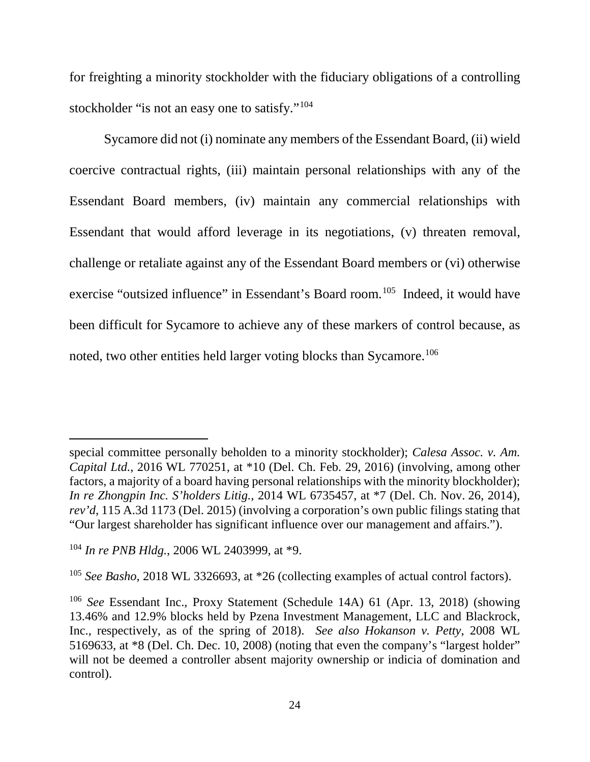for freighting a minority stockholder with the fiduciary obligations of a controlling stockholder "is not an easy one to satisfy."[104]

Sycamore did not (i) nominate any members of the Essendant Board, (ii) wield coercive contractual rights, (iii) maintain personal relationships with any of the Essendant Board members, (iv) maintain any commercial relationships with Essendant that would afford leverage in its negotiations, (v) threaten removal, challenge or retaliate against any of the Essendant Board members or (vi) otherwise exercise "outsized influence" in Essendant's Board room.[105] Indeed, it would have been difficult for Sycamore to achieve any of these markers of control because, as noted, two other entities held larger voting blocks than Sycamore.[106]

---

special committee personally beholden to a minority stockholder); *Calesa Assoc. v. Am. Capital Ltd.*, 2016 WL 770251, at *10 (Del. Ch. Feb. 29, 2016) (involving, among other factors, a majority of a board having personal relationships with the minority blockholder); *In re Zhongpin Inc. S'holders Litig.*, 2014 WL 6735457, at *7 (Del. Ch. Nov. 26, 2014), *rev'd*, 115 A.3d 1173 (Del. 2015) (involving a corporation's own public filings stating that "Our largest shareholder has significant influence over our management and affairs.").

[104] *In re PNB Hldg.*, 2006 WL 2403999, at *9.

[105] *See Basho*, 2018 WL 3326693, at *26 (collecting examples of actual control factors).

[106] *See* Essendant Inc., Proxy Statement (Schedule 14A) 61 (Apr. 13, 2018) (showing 13.46% and 12.9% blocks held by Pzena Investment Management, LLC and Blackrock, Inc., respectively, as of the spring of 2018). *See also Hokanson v. Petty*, 2008 WL 5169633, at *8 (Del. Ch. Dec. 10, 2008) (noting that even the company's "largest holder" will not be deemed a controller absent majority ownership or indicia of domination and control).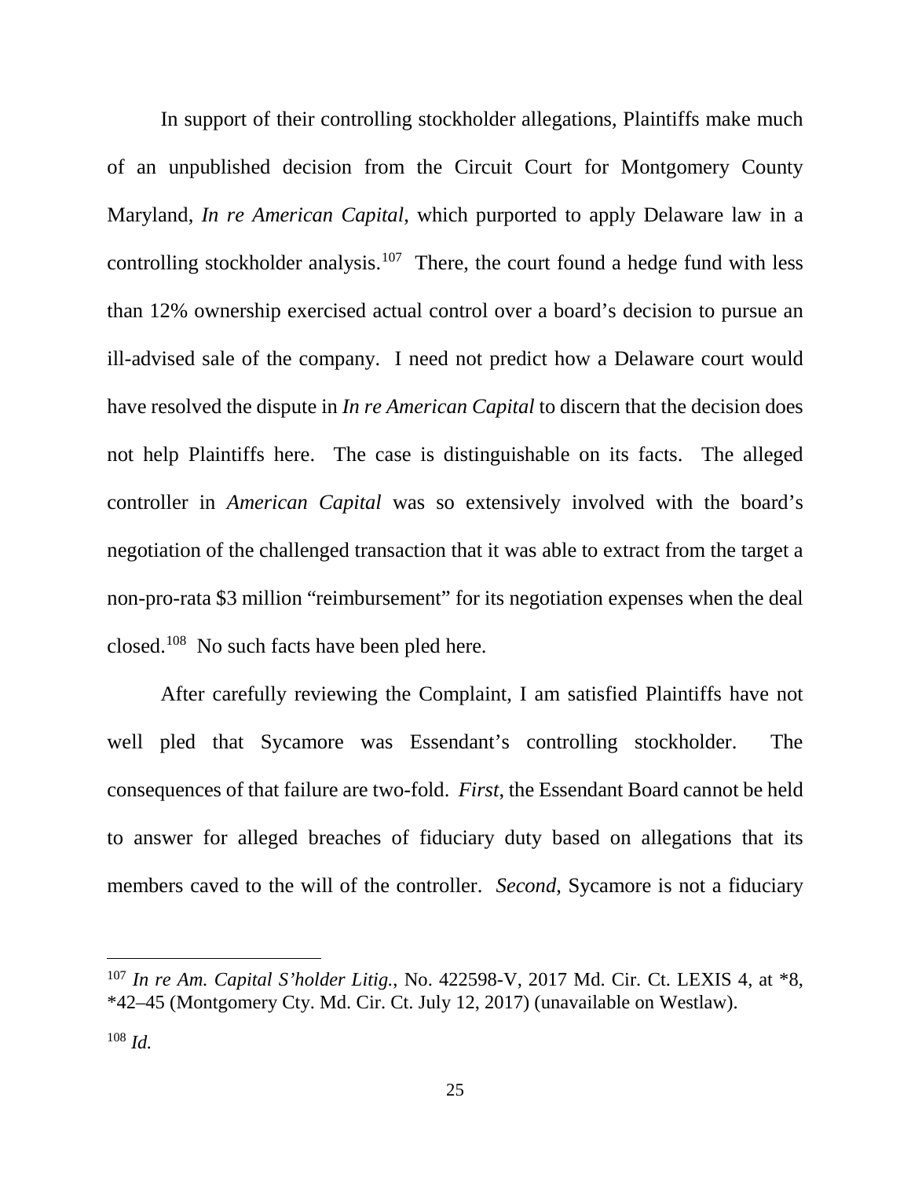In support of their controlling stockholder allegations, Plaintiffs make much of an unpublished decision from the Circuit Court for Montgomery County Maryland, *In re American Capital*, which purported to apply Delaware law in a controlling stockholder analysis.[107] There, the court found a hedge fund with less than 12% ownership exercised actual control over a board's decision to pursue an ill-advised sale of the company. I need not predict how a Delaware court would have resolved the dispute in *In re American Capital* to discern that the decision does not help Plaintiffs here. The case is distinguishable on its facts. The alleged controller in *American Capital* was so extensively involved with the board's negotiation of the challenged transaction that it was able to extract from the target a non-pro-rata $3 million "reimbursement" for its negotiation expenses when the deal closed.[108] No such facts have been pled here.

After carefully reviewing the Complaint, I am satisfied Plaintiffs have not well pled that Sycamore was Essendant's controlling stockholder. The consequences of that failure are two-fold. *First*, the Essendant Board cannot be held to answer for alleged breaches of fiduciary duty based on allegations that its members caved to the will of the controller. *Second*, Sycamore is not a fiduciary

---

[107] *In re Am. Capital S'holder Litig.*, No. 422598-V, 2017 Md. Cir. Ct. LEXIS 4, at *8, *42–45 (Montgomery Cty. Md. Cir. Ct. July 12, 2017) (unavailable on Westlaw).

[108] *Id.*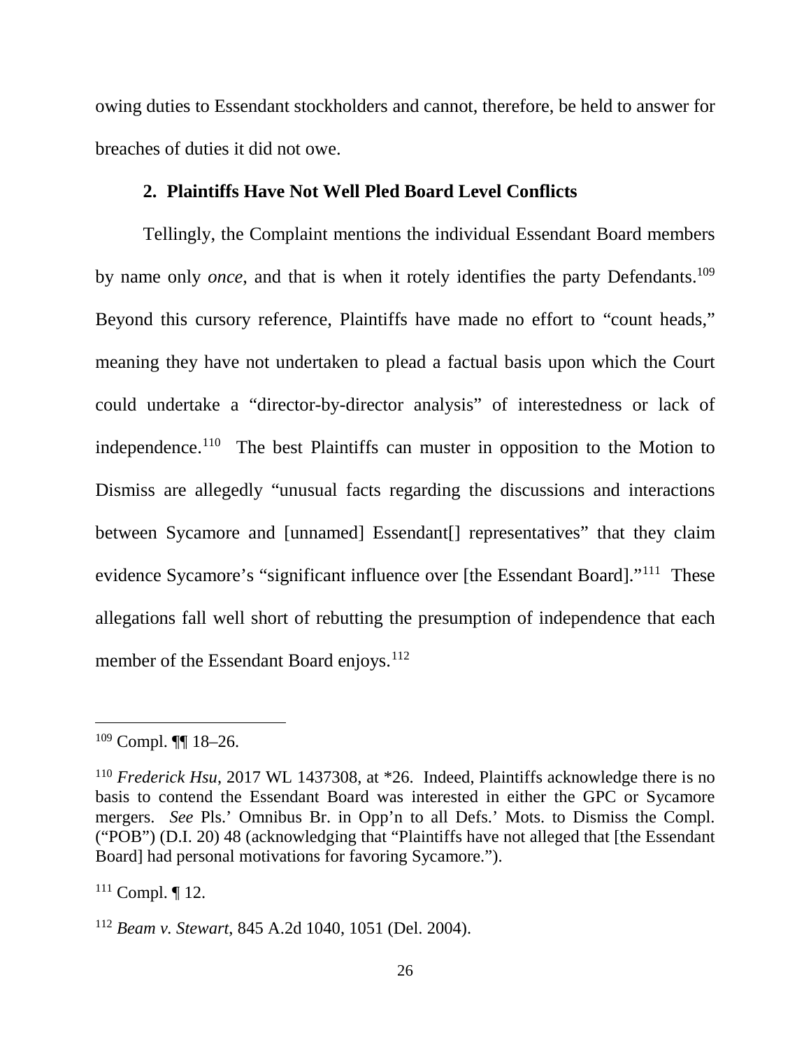owing duties to Essendant stockholders and cannot, therefore, be held to answer for breaches of duties it did not owe.

### 2. Plaintiffs Have Not Well Pled Board Level Conflicts

Tellingly, the Complaint mentions the individual Essendant Board members by name only *once*, and that is when it rotely identifies the party Defendants.[109] Beyond this cursory reference, Plaintiffs have made no effort to "count heads," meaning they have not undertaken to plead a factual basis upon which the Court could undertake a "director-by-director analysis" of interestedness or lack of independence.[110] The best Plaintiffs can muster in opposition to the Motion to Dismiss are allegedly "unusual facts regarding the discussions and interactions between Sycamore and [unnamed] Essendant[] representatives" that they claim evidence Sycamore's "significant influence over [the Essendant Board]."[111] These allegations fall well short of rebutting the presumption of independence that each member of the Essendant Board enjoys.[112]

---

[109] Compl. ¶¶ 18–26.

[110] *Frederick Hsu*, 2017 WL 1437308, at *26. Indeed, Plaintiffs acknowledge there is no basis to contend the Essendant Board was interested in either the GPC or Sycamore mergers. *See* Pls.' Omnibus Br. in Opp'n to all Defs.' Mots. to Dismiss the Compl. ("POB") (D.I. 20) 48 (acknowledging that "Plaintiffs have not alleged that [the Essendant Board] had personal motivations for favoring Sycamore.").

[111] Compl. ¶ 12.

[112] *Beam v. Stewart*, 845 A.2d 1040, 1051 (Del. 2004).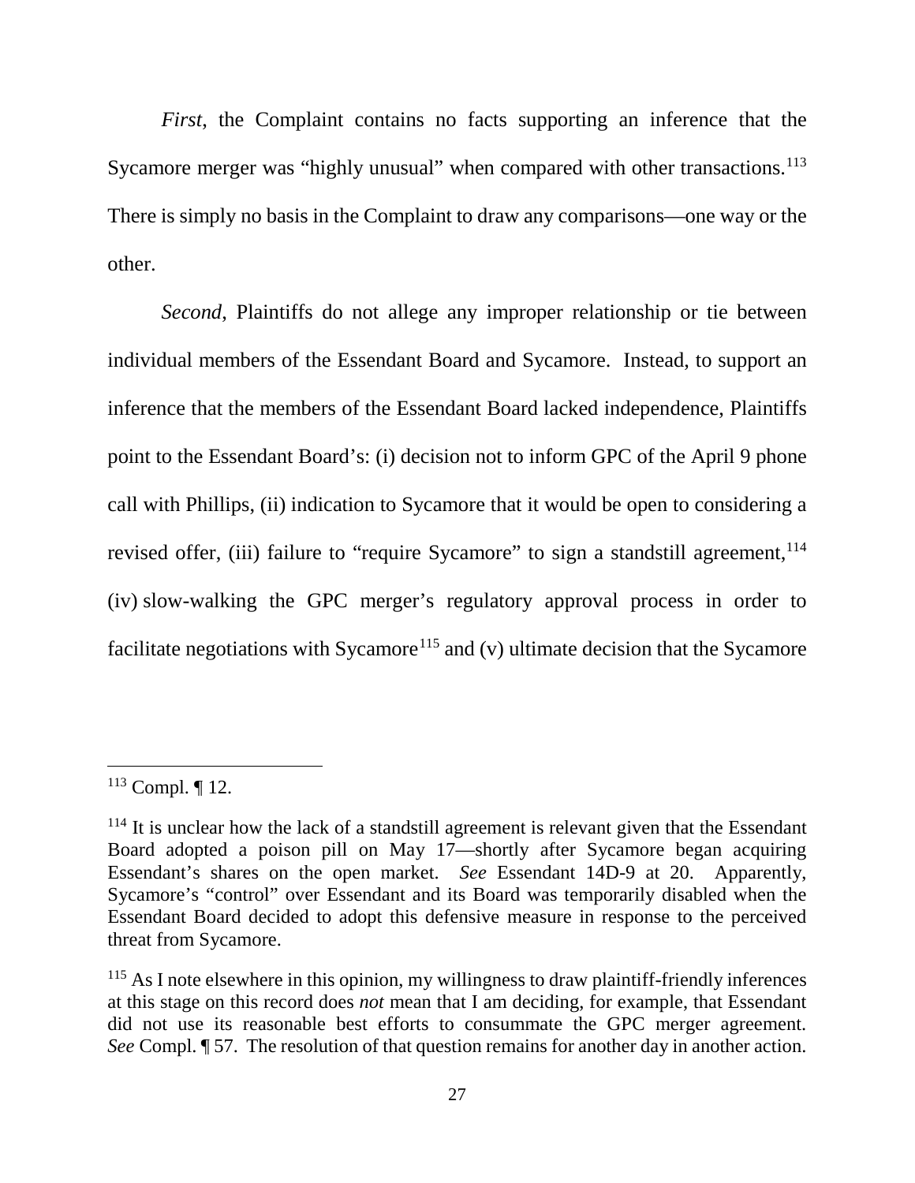*First*, the Complaint contains no facts supporting an inference that the Sycamore merger was "highly unusual" when compared with other transactions.[113] There is simply no basis in the Complaint to draw any comparisons—one way or the other.

*Second*, Plaintiffs do not allege any improper relationship or tie between individual members of the Essendant Board and Sycamore. Instead, to support an inference that the members of the Essendant Board lacked independence, Plaintiffs point to the Essendant Board's: (i) decision not to inform GPC of the April 9 phone call with Phillips, (ii) indication to Sycamore that it would be open to considering a revised offer, (iii) failure to "require Sycamore" to sign a standstill agreement,[114] (iv) slow-walking the GPC merger's regulatory approval process in order to facilitate negotiations with Sycamore[115] and (v) ultimate decision that the Sycamore

---

[113] Compl. ¶ 12.

[114] It is unclear how the lack of a standstill agreement is relevant given that the Essendant Board adopted a poison pill on May 17—shortly after Sycamore began acquiring Essendant's shares on the open market. *See* Essendant 14D-9 at 20. Apparently, Sycamore's "control" over Essendant and its Board was temporarily disabled when the Essendant Board decided to adopt this defensive measure in response to the perceived threat from Sycamore.

[115] As I note elsewhere in this opinion, my willingness to draw plaintiff-friendly inferences at this stage on this record does *not* mean that I am deciding, for example, that Essendant did not use its reasonable best efforts to consummate the GPC merger agreement. *See* Compl. ¶ 57. The resolution of that question remains for another day in another action.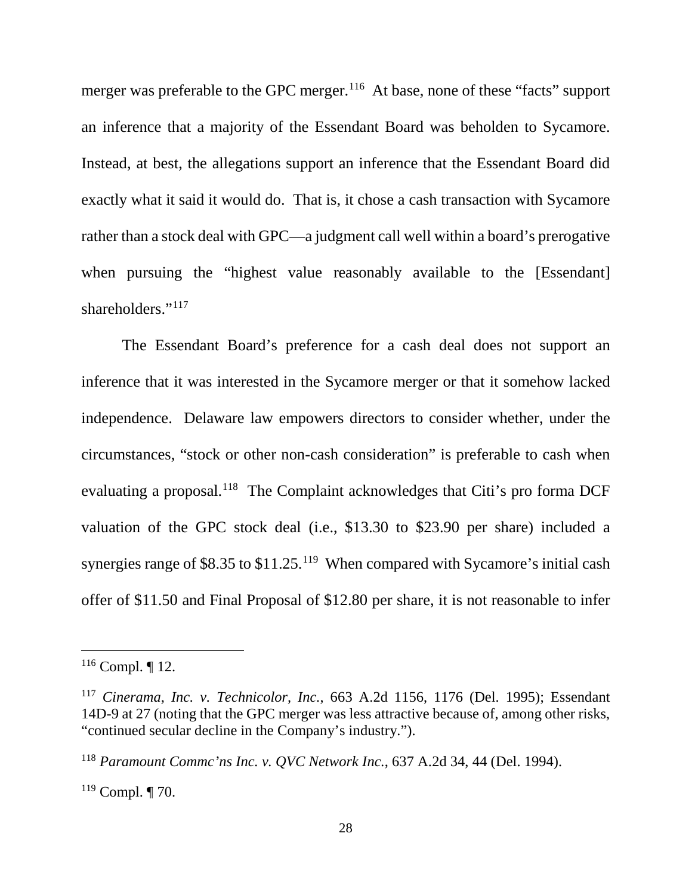merger was preferable to the GPC merger.[116] At base, none of these "facts" support an inference that a majority of the Essendant Board was beholden to Sycamore. Instead, at best, the allegations support an inference that the Essendant Board did exactly what it said it would do. That is, it chose a cash transaction with Sycamore rather than a stock deal with GPC—a judgment call well within a board's prerogative when pursuing the "highest value reasonably available to the [Essendant] shareholders."[117]

The Essendant Board's preference for a cash deal does not support an inference that it was interested in the Sycamore merger or that it somehow lacked independence. Delaware law empowers directors to consider whether, under the circumstances, "stock or other non-cash consideration" is preferable to cash when evaluating a proposal.[118] The Complaint acknowledges that Citi's pro forma DCF valuation of the GPC stock deal (i.e., \$13.30 to \$23.90 per share) included a synergies range of \$8.35 to \$11.25.[119] When compared with Sycamore's initial cash offer of \$11.50 and Final Proposal of \$12.80 per share, it is not reasonable to infer

---

[116] Compl. ¶ 12.

[117] *Cinerama, Inc. v. Technicolor, Inc.*, 663 A.2d 1156, 1176 (Del. 1995); Essendant 14D-9 at 27 (noting that the GPC merger was less attractive because of, among other risks, "continued secular decline in the Company's industry.").

[118] *Paramount Commc'ns Inc. v. QVC Network Inc.*, 637 A.2d 34, 44 (Del. 1994).

[119] Compl. ¶ 70.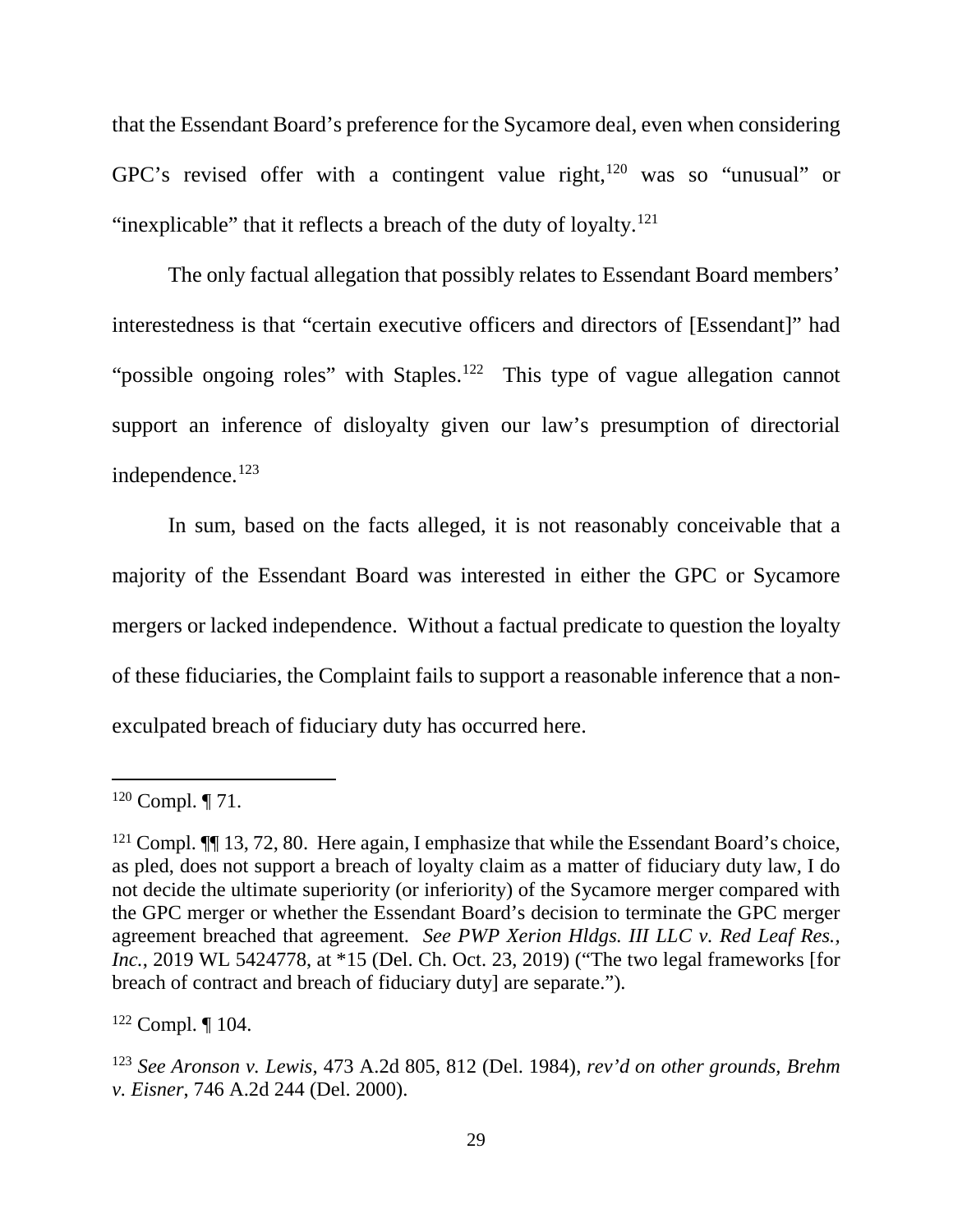that the Essendant Board's preference for the Sycamore deal, even when considering GPC's revised offer with a contingent value right,[120] was so "unusual" or "inexplicable" that it reflects a breach of the duty of loyalty.[121]

The only factual allegation that possibly relates to Essendant Board members' interestedness is that "certain executive officers and directors of [Essendant]" had "possible ongoing roles" with Staples.[122] This type of vague allegation cannot support an inference of disloyalty given our law's presumption of directorial independence.[123]

In sum, based on the facts alleged, it is not reasonably conceivable that a majority of the Essendant Board was interested in either the GPC or Sycamore mergers or lacked independence. Without a factual predicate to question the loyalty of these fiduciaries, the Complaint fails to support a reasonable inference that a non-exculpated breach of fiduciary duty has occurred here.

---

[120] Compl. ¶ 71.

[121] Compl. ¶¶ 13, 72, 80. Here again, I emphasize that while the Essendant Board's choice, as pled, does not support a breach of loyalty claim as a matter of fiduciary duty law, I do not decide the ultimate superiority (or inferiority) of the Sycamore merger compared with the GPC merger or whether the Essendant Board's decision to terminate the GPC merger agreement breached that agreement. *See PWP Xerion Hldgs. III LLC v. Red Leaf Res., Inc.*, 2019 WL 5424778, at *15 (Del. Ch. Oct. 23, 2019) ("The two legal frameworks [for breach of contract and breach of fiduciary duty] are separate.").

[122] Compl. ¶ 104.

[123] *See Aronson v. Lewis*, 473 A.2d 805, 812 (Del. 1984), *rev'd on other grounds, Brehm v. Eisner*, 746 A.2d 244 (Del. 2000).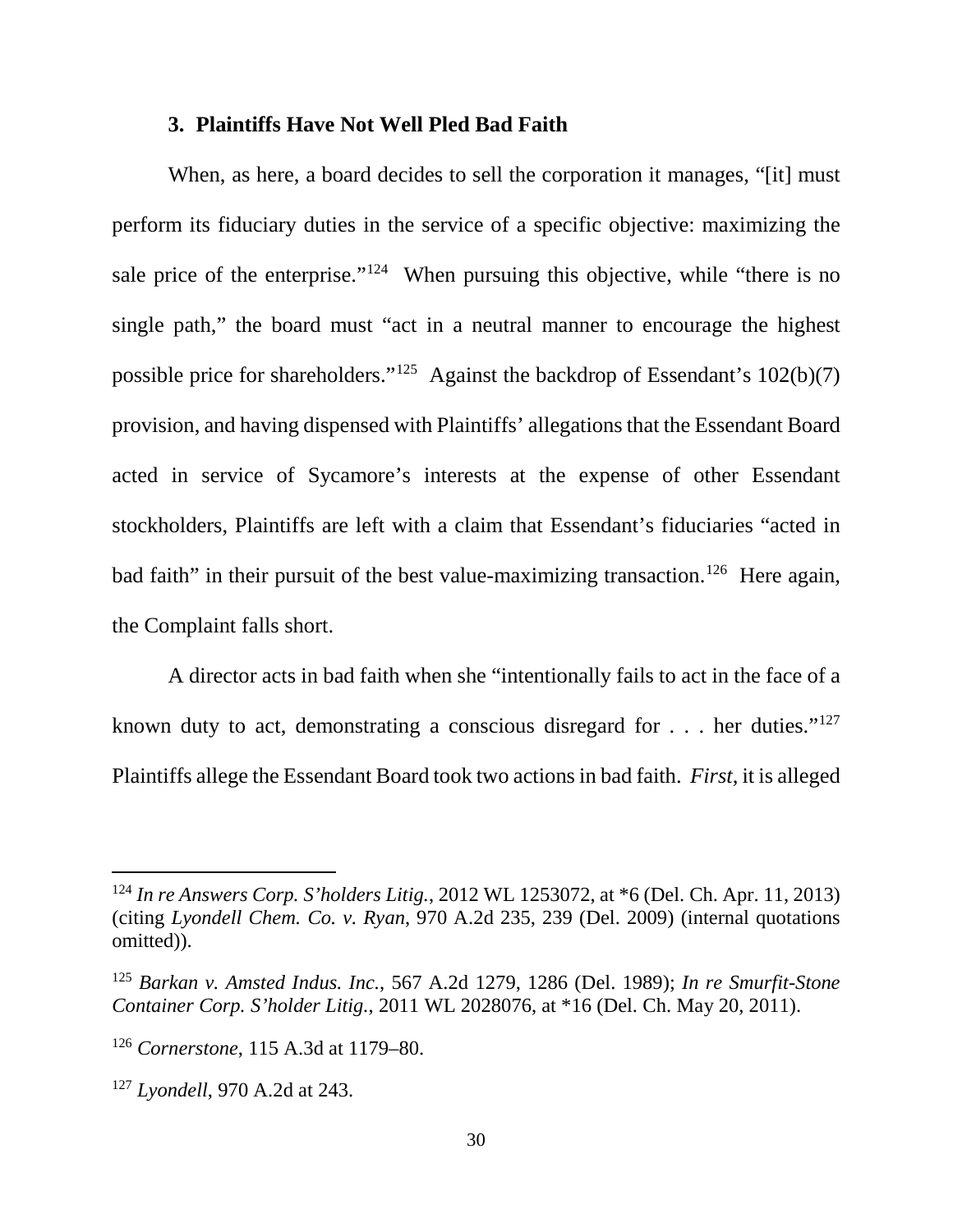### 3. Plaintiffs Have Not Well Pled Bad Faith

When, as here, a board decides to sell the corporation it manages, "[it] must perform its fiduciary duties in the service of a specific objective: maximizing the sale price of the enterprise."[124] When pursuing this objective, while "there is no single path," the board must "act in a neutral manner to encourage the highest possible price for shareholders."[125] Against the backdrop of Essendant's 102(b)(7) provision, and having dispensed with Plaintiffs' allegations that the Essendant Board acted in service of Sycamore's interests at the expense of other Essendant stockholders, Plaintiffs are left with a claim that Essendant's fiduciaries "acted in bad faith" in their pursuit of the best value-maximizing transaction.[126] Here again, the Complaint falls short.

A director acts in bad faith when she "intentionally fails to act in the face of a known duty to act, demonstrating a conscious disregard for . . . her duties."[127] Plaintiffs allege the Essendant Board took two actions in bad faith. *First,* it is alleged

---

[124] *In re Answers Corp. S'holders Litig.*, 2012 WL 1253072, at *6 (Del. Ch. Apr. 11, 2013) (citing *Lyondell Chem. Co. v. Ryan*, 970 A.2d 235, 239 (Del. 2009) (internal quotations omitted)).

[125] *Barkan v. Amsted Indus. Inc.*, 567 A.2d 1279, 1286 (Del. 1989); *In re Smurfit-Stone Container Corp. S'holder Litig.*, 2011 WL 2028076, at *16 (Del. Ch. May 20, 2011).

[126] *Cornerstone*, 115 A.3d at 1179–80.

[127] *Lyondell*, 970 A.2d at 243.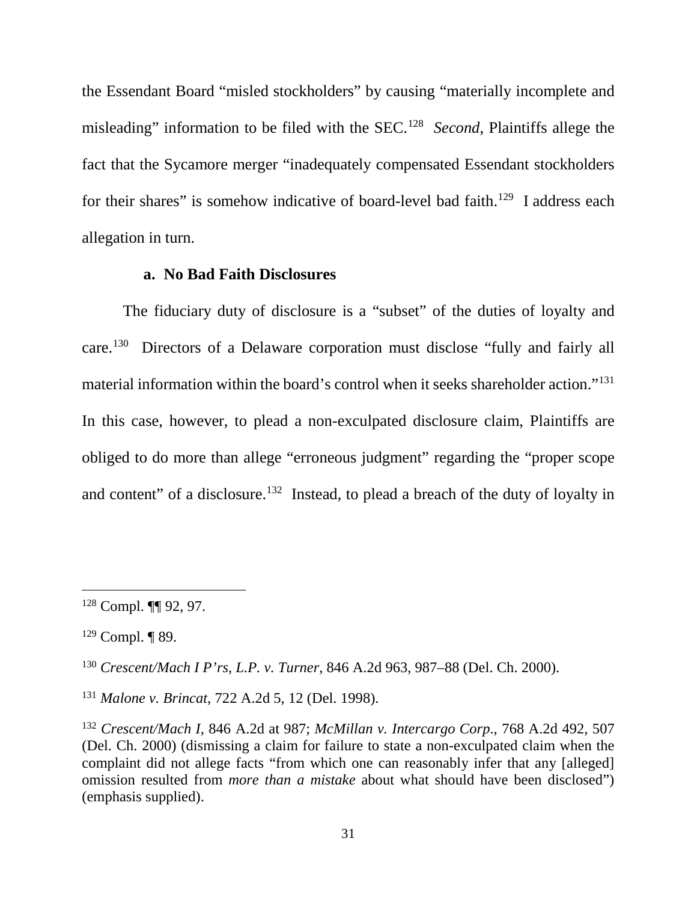the Essendant Board "misled stockholders" by causing "materially incomplete and misleading" information to be filed with the SEC.[128] *Second*, Plaintiffs allege the fact that the Sycamore merger "inadequately compensated Essendant stockholders for their shares" is somehow indicative of board-level bad faith.[129] I address each allegation in turn.

**a. No Bad Faith Disclosures**

The fiduciary duty of disclosure is a "subset" of the duties of loyalty and care.[130] Directors of a Delaware corporation must disclose "fully and fairly all material information within the board's control when it seeks shareholder action."[131] In this case, however, to plead a non-exculpated disclosure claim, Plaintiffs are obliged to do more than allege "erroneous judgment" regarding the "proper scope and content" of a disclosure.[132] Instead, to plead a breach of the duty of loyalty in

---

[128] Compl. ¶¶ 92, 97.

[129] Compl. ¶ 89.

[130] *Crescent/Mach I P'rs, L.P. v. Turner*, 846 A.2d 963, 987–88 (Del. Ch. 2000).

[131] *Malone v. Brincat*, 722 A.2d 5, 12 (Del. 1998).

[132] *Crescent/Mach I*, 846 A.2d at 987; *McMillan v. Intercargo Corp*., 768 A.2d 492, 507 (Del. Ch. 2000) (dismissing a claim for failure to state a non-exculpated claim when the complaint did not allege facts "from which one can reasonably infer that any [alleged] omission resulted from *more than a mistake* about what should have been disclosed") (emphasis supplied).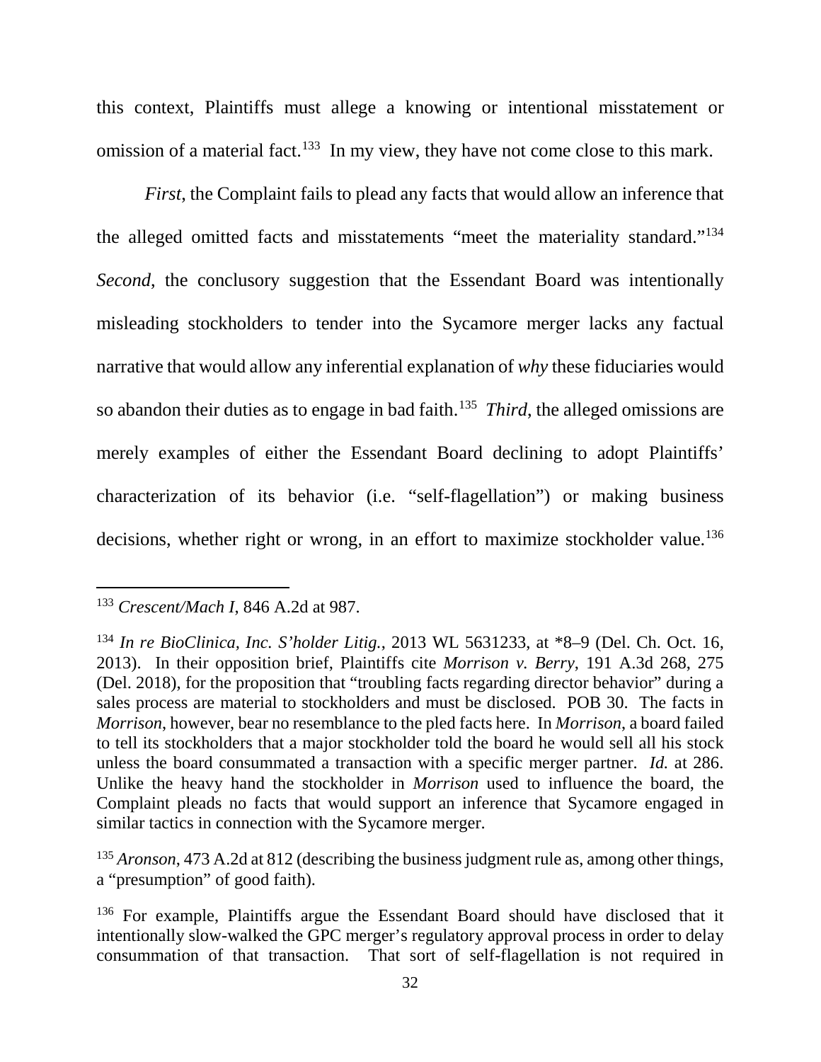this context, Plaintiffs must allege a knowing or intentional misstatement or omission of a material fact.[133] In my view, they have not come close to this mark.

*First*, the Complaint fails to plead any facts that would allow an inference that the alleged omitted facts and misstatements "meet the materiality standard."[134] *Second*, the conclusory suggestion that the Essendant Board was intentionally misleading stockholders to tender into the Sycamore merger lacks any factual narrative that would allow any inferential explanation of *why* these fiduciaries would so abandon their duties as to engage in bad faith.[135] *Third*, the alleged omissions are merely examples of either the Essendant Board declining to adopt Plaintiffs' characterization of its behavior (i.e. "self-flagellation") or making business decisions, whether right or wrong, in an effort to maximize stockholder value.[136]

---

[133] *Crescent/Mach I*, 846 A.2d at 987.

[134] *In re BioClinica, Inc. S'holder Litig.*, 2013 WL 5631233, at *8–9 (Del. Ch. Oct. 16, 2013). In their opposition brief, Plaintiffs cite *Morrison v. Berry*, 191 A.3d 268, 275 (Del. 2018), for the proposition that "troubling facts regarding director behavior" during a sales process are material to stockholders and must be disclosed. POB 30. The facts in *Morrison*, however, bear no resemblance to the pled facts here. In *Morrison*, a board failed to tell its stockholders that a major stockholder told the board he would sell all his stock unless the board consummated a transaction with a specific merger partner. *Id.* at 286. Unlike the heavy hand the stockholder in *Morrison* used to influence the board, the Complaint pleads no facts that would support an inference that Sycamore engaged in similar tactics in connection with the Sycamore merger.

[135] *Aronson*, 473 A.2d at 812 (describing the business judgment rule as, among other things, a "presumption" of good faith).

[136] For example, Plaintiffs argue the Essendant Board should have disclosed that it intentionally slow-walked the GPC merger's regulatory approval process in order to delay consummation of that transaction. That sort of self-flagellation is not required in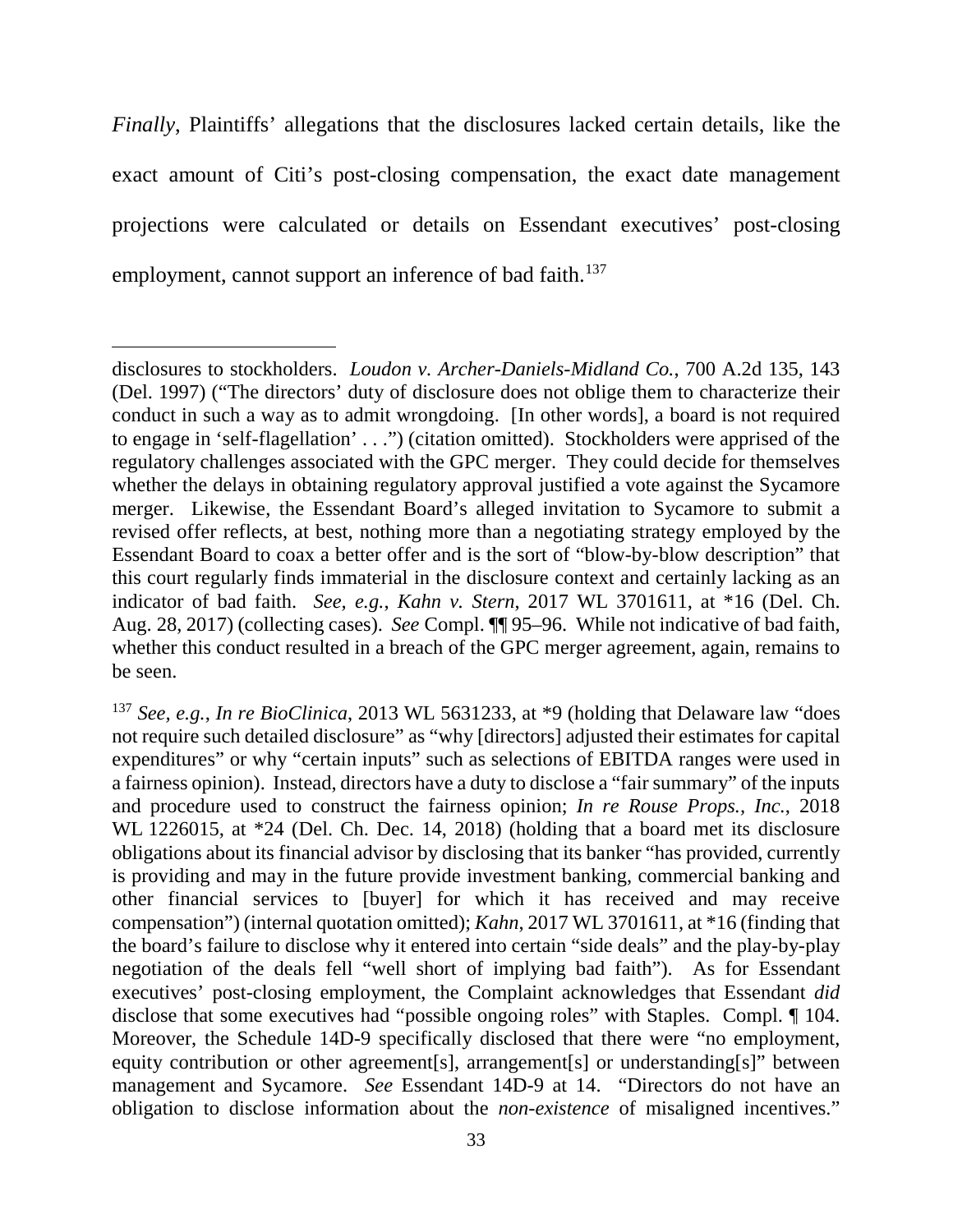*Finally*, Plaintiffs' allegations that the disclosures lacked certain details, like the exact amount of Citi's post-closing compensation, the exact date management projections were calculated or details on Essendant executives' post-closing employment, cannot support an inference of bad faith.[137]

---

disclosures to stockholders. *Loudon v. Archer-Daniels-Midland Co.*, 700 A.2d 135, 143 (Del. 1997) ("The directors' duty of disclosure does not oblige them to characterize their conduct in such a way as to admit wrongdoing. [In other words], a board is not required to engage in 'self-flagellation' . . .") (citation omitted). Stockholders were apprised of the regulatory challenges associated with the GPC merger. They could decide for themselves whether the delays in obtaining regulatory approval justified a vote against the Sycamore merger. Likewise, the Essendant Board's alleged invitation to Sycamore to submit a revised offer reflects, at best, nothing more than a negotiating strategy employed by the Essendant Board to coax a better offer and is the sort of "blow-by-blow description" that this court regularly finds immaterial in the disclosure context and certainly lacking as an indicator of bad faith. *See, e.g.*, *Kahn v. Stern*, 2017 WL 3701611, at *16 (Del. Ch. Aug. 28, 2017) (collecting cases). *See* Compl. ¶¶ 95–96. While not indicative of bad faith, whether this conduct resulted in a breach of the GPC merger agreement, again, remains to be seen.

[137] *See, e.g.*, *In re BioClinica*, 2013 WL 5631233, at *9 (holding that Delaware law "does not require such detailed disclosure" as "why [directors] adjusted their estimates for capital expenditures" or why "certain inputs" such as selections of EBITDA ranges were used in a fairness opinion). Instead, directors have a duty to disclose a "fair summary" of the inputs and procedure used to construct the fairness opinion; *In re Rouse Props., Inc.*, 2018 WL 1226015, at *24 (Del. Ch. Dec. 14, 2018) (holding that a board met its disclosure obligations about its financial advisor by disclosing that its banker "has provided, currently is providing and may in the future provide investment banking, commercial banking and other financial services to [buyer] for which it has received and may receive compensation") (internal quotation omitted); *Kahn*, 2017 WL 3701611, at *16 (finding that the board's failure to disclose why it entered into certain "side deals" and the play-by-play negotiation of the deals fell "well short of implying bad faith"). As for Essendant executives' post-closing employment, the Complaint acknowledges that Essendant *did* disclose that some executives had "possible ongoing roles" with Staples. Compl. ¶ 104. Moreover, the Schedule 14D-9 specifically disclosed that there were "no employment, equity contribution or other agreement[s], arrangement[s] or understanding[s]" between management and Sycamore. *See* Essendant 14D-9 at 14. "Directors do not have an obligation to disclose information about the *non-existence* of misaligned incentives."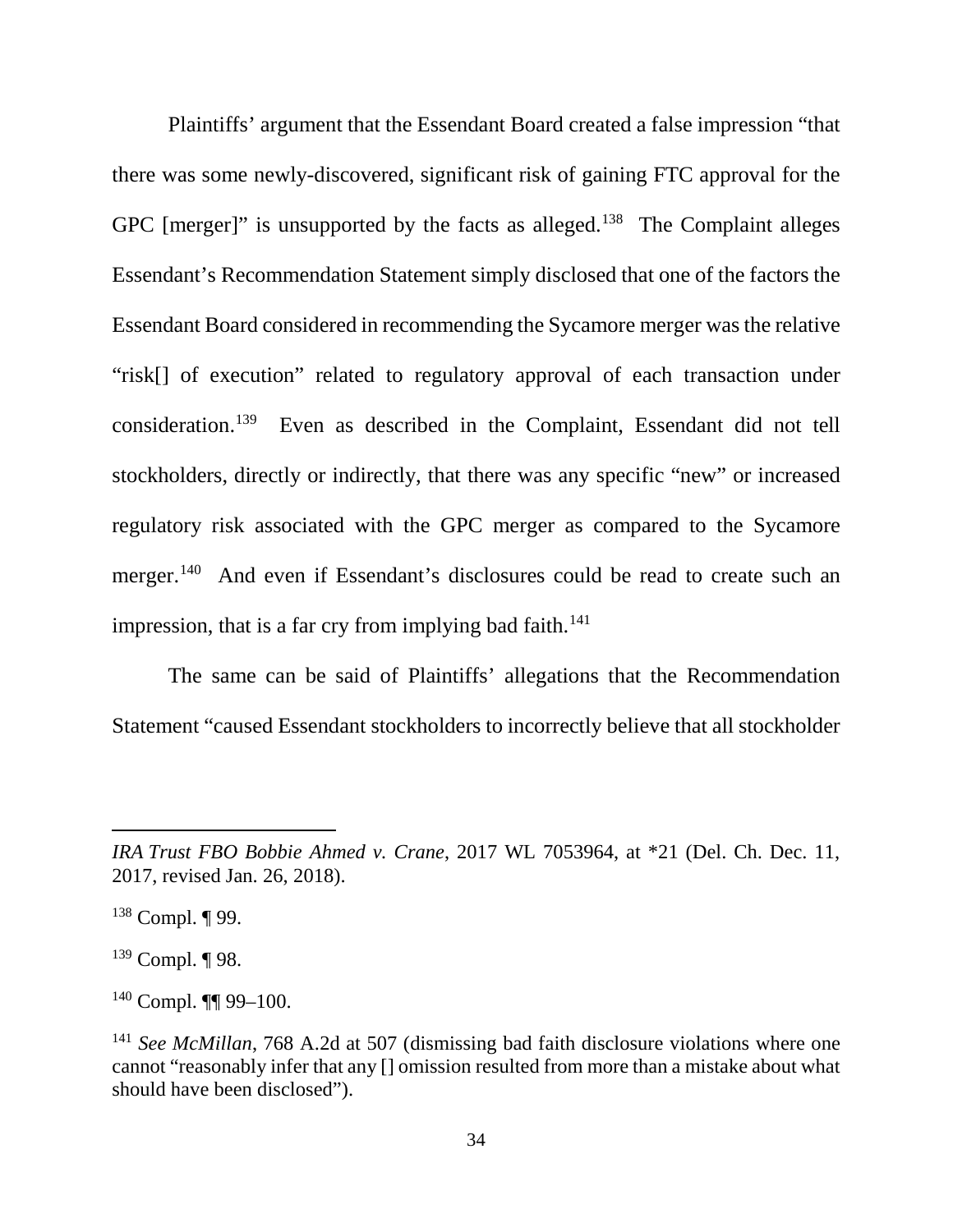Plaintiffs' argument that the Essendant Board created a false impression "that there was some newly-discovered, significant risk of gaining FTC approval for the GPC [merger]" is unsupported by the facts as alleged.[138] The Complaint alleges Essendant's Recommendation Statement simply disclosed that one of the factors the Essendant Board considered in recommending the Sycamore merger was the relative "risk[] of execution" related to regulatory approval of each transaction under consideration.[139] Even as described in the Complaint, Essendant did not tell stockholders, directly or indirectly, that there was any specific "new" or increased regulatory risk associated with the GPC merger as compared to the Sycamore merger.[140] And even if Essendant's disclosures could be read to create such an impression, that is a far cry from implying bad faith.[141]

The same can be said of Plaintiffs' allegations that the Recommendation Statement "caused Essendant stockholders to incorrectly believe that all stockholder

---

*IRA Trust FBO Bobbie Ahmed v. Crane*, 2017 WL 7053964, at *21 (Del. Ch. Dec. 11, 2017, revised Jan. 26, 2018).

[138] Compl. ¶ 99.

[139] Compl. ¶ 98.

[140] Compl. ¶¶ 99–100.

[141] *See McMillan*, 768 A.2d at 507 (dismissing bad faith disclosure violations where one cannot "reasonably infer that any [] omission resulted from more than a mistake about what should have been disclosed").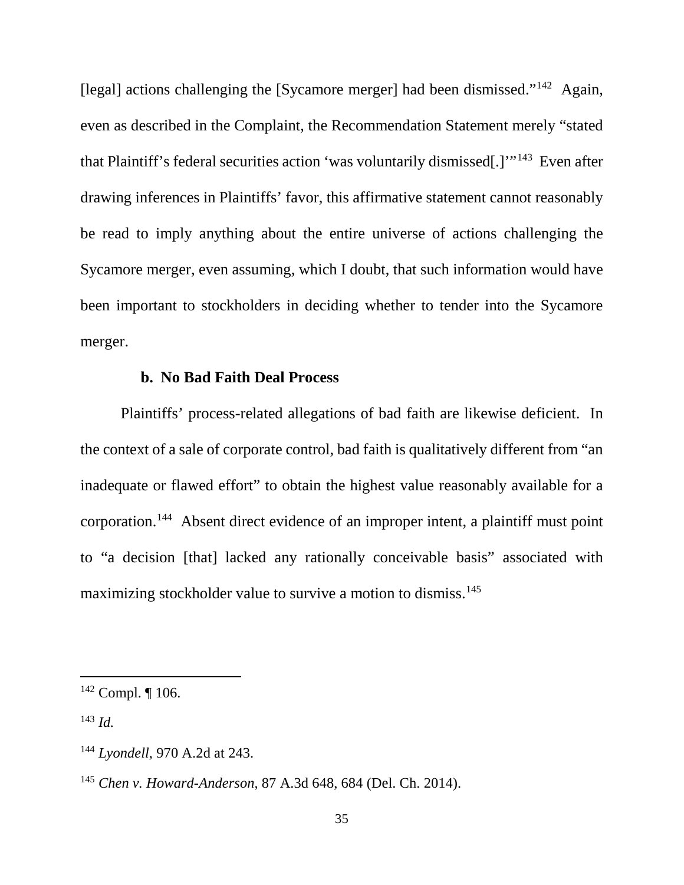[legal] actions challenging the [Sycamore merger] had been dismissed."[142] Again, even as described in the Complaint, the Recommendation Statement merely "stated that Plaintiff's federal securities action 'was voluntarily dismissed[.]'"[143] Even after drawing inferences in Plaintiffs' favor, this affirmative statement cannot reasonably be read to imply anything about the entire universe of actions challenging the Sycamore merger, even assuming, which I doubt, that such information would have been important to stockholders in deciding whether to tender into the Sycamore merger.

**b. No Bad Faith Deal Process**

Plaintiffs' process-related allegations of bad faith are likewise deficient. In the context of a sale of corporate control, bad faith is qualitatively different from "an inadequate or flawed effort" to obtain the highest value reasonably available for a corporation.[144] Absent direct evidence of an improper intent, a plaintiff must point to "a decision [that] lacked any rationally conceivable basis" associated with maximizing stockholder value to survive a motion to dismiss.[145]

---

[142] Compl. ¶ 106.

[143] *Id.*

[144] *Lyondell*, 970 A.2d at 243.

[145] *Chen v. Howard-Anderson*, 87 A.3d 648, 684 (Del. Ch. 2014).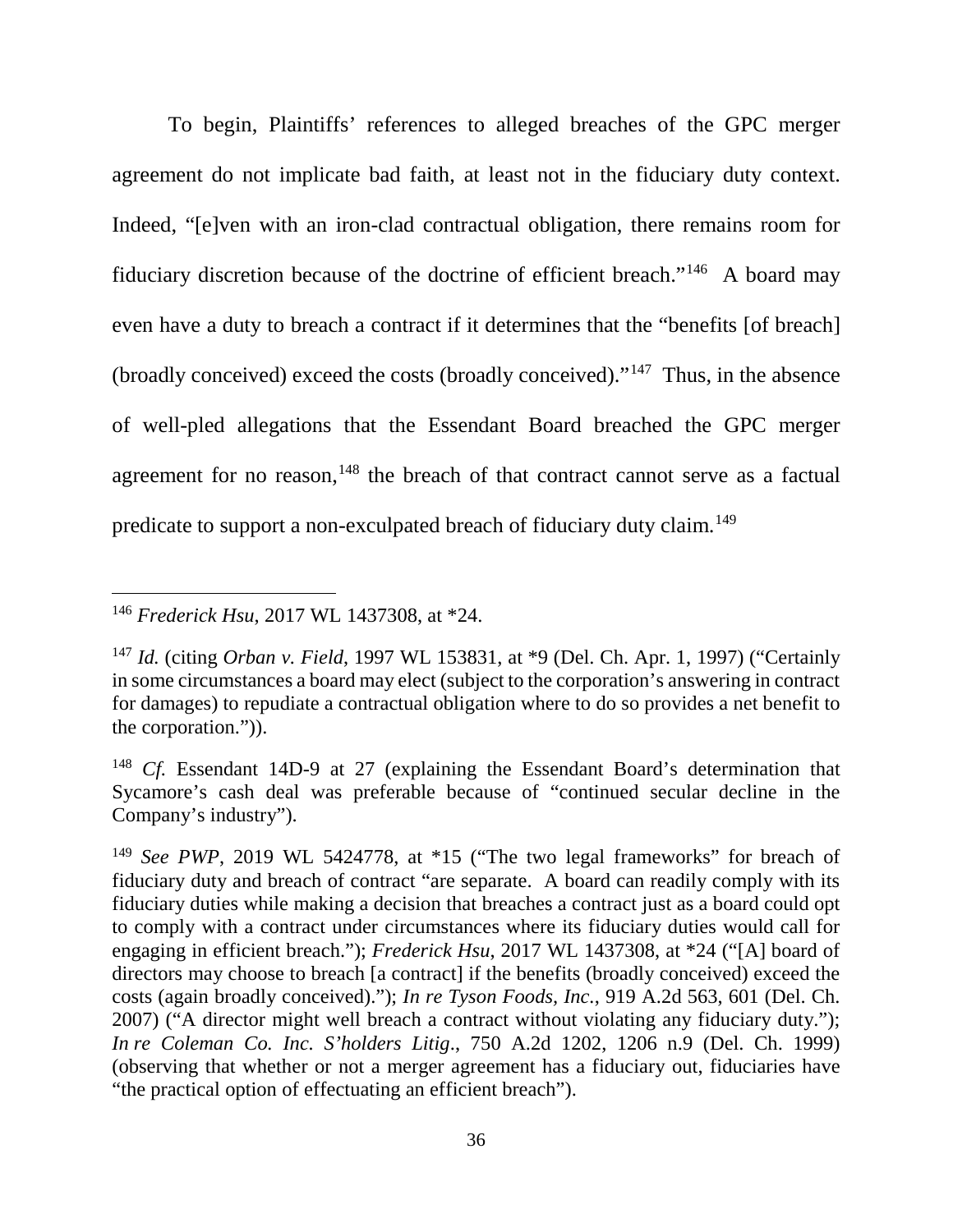To begin, Plaintiffs' references to alleged breaches of the GPC merger agreement do not implicate bad faith, at least not in the fiduciary duty context. Indeed, "[e]ven with an iron-clad contractual obligation, there remains room for fiduciary discretion because of the doctrine of efficient breach."[146] A board may even have a duty to breach a contract if it determines that the "benefits [of breach] (broadly conceived) exceed the costs (broadly conceived)."[147] Thus, in the absence of well-pled allegations that the Essendant Board breached the GPC merger agreement for no reason,[148] the breach of that contract cannot serve as a factual predicate to support a non-exculpated breach of fiduciary duty claim.[149]

---

[146] *Frederick Hsu*, 2017 WL 1437308, at *24.

[147] *Id.* (citing *Orban v. Field*, 1997 WL 153831, at *9 (Del. Ch. Apr. 1, 1997) ("Certainly in some circumstances a board may elect (subject to the corporation's answering in contract for damages) to repudiate a contractual obligation where to do so provides a net benefit to the corporation.")).

[148] *Cf.* Essendant 14D-9 at 27 (explaining the Essendant Board's determination that Sycamore's cash deal was preferable because of "continued secular decline in the Company's industry").

[149] *See PWP*, 2019 WL 5424778, at *15 ("The two legal frameworks" for breach of fiduciary duty and breach of contract "are separate. A board can readily comply with its fiduciary duties while making a decision that breaches a contract just as a board could opt to comply with a contract under circumstances where its fiduciary duties would call for engaging in efficient breach."); *Frederick Hsu*, 2017 WL 1437308, at *24 ("[A] board of directors may choose to breach [a contract] if the benefits (broadly conceived) exceed the costs (again broadly conceived)."); *In re Tyson Foods, Inc.*, 919 A.2d 563, 601 (Del. Ch. 2007) ("A director might well breach a contract without violating any fiduciary duty."); *In re Coleman Co. Inc. S'holders Litig.*, 750 A.2d 1202, 1206 n.9 (Del. Ch. 1999) (observing that whether or not a merger agreement has a fiduciary out, fiduciaries have "the practical option of effectuating an efficient breach").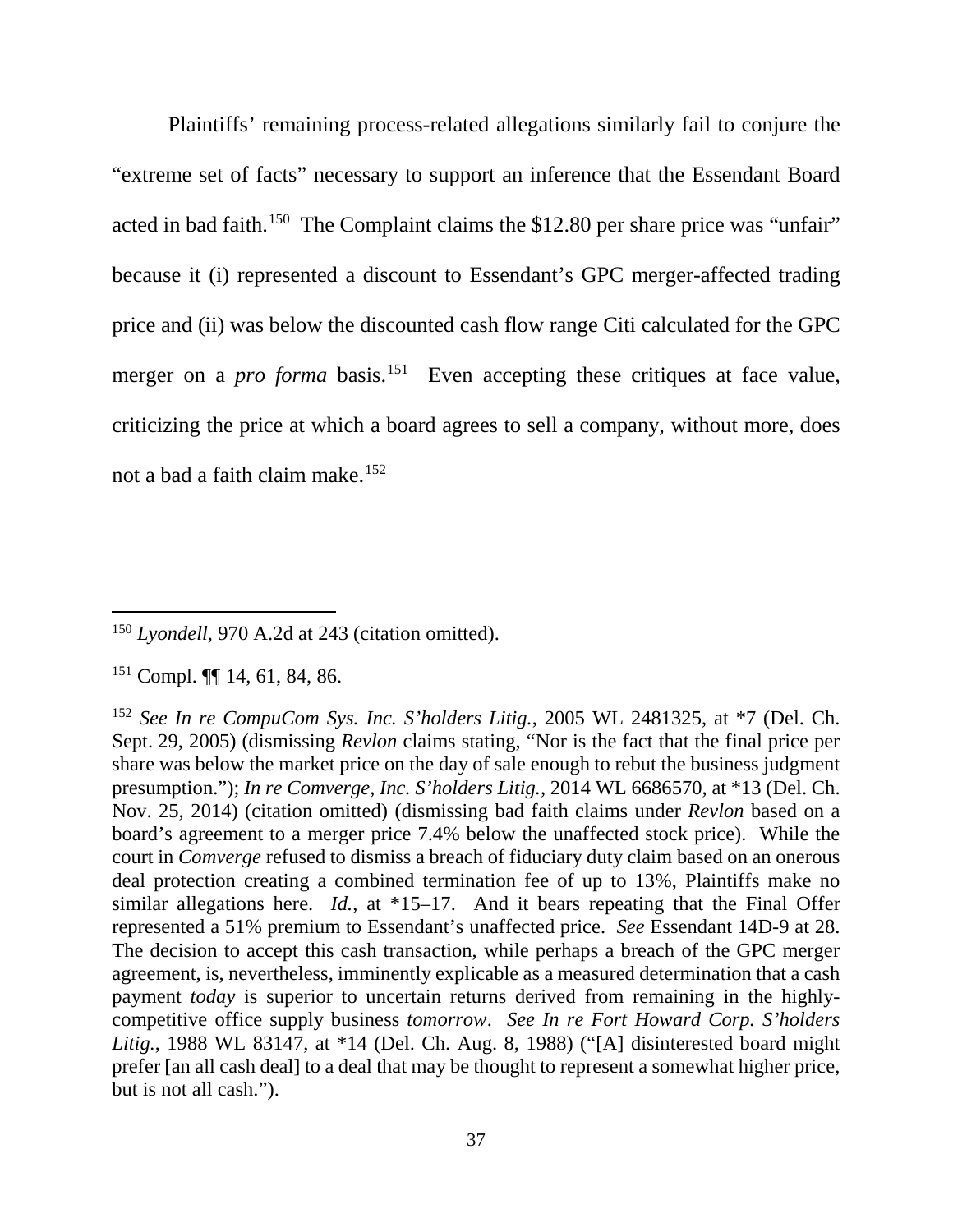Plaintiffs' remaining process-related allegations similarly fail to conjure the "extreme set of facts" necessary to support an inference that the Essendant Board acted in bad faith.[150] The Complaint claims the $12.80 per share price was "unfair" because it (i) represented a discount to Essendant's GPC merger-affected trading price and (ii) was below the discounted cash flow range Citi calculated for the GPC merger on a *pro forma* basis.[151] Even accepting these critiques at face value, criticizing the price at which a board agrees to sell a company, without more, does not a bad a faith claim make.[152]

---

[150] *Lyondell*, 970 A.2d at 243 (citation omitted).

[151] Compl. ¶¶ 14, 61, 84, 86.

[152] *See In re CompuCom Sys. Inc. S'holders Litig.*, 2005 WL 2481325, at *7 (Del. Ch. Sept. 29, 2005) (dismissing *Revlon* claims stating, "Nor is the fact that the final price per share was below the market price on the day of sale enough to rebut the business judgment presumption."); *In re Comverge, Inc. S'holders Litig.*, 2014 WL 6686570, at *13 (Del. Ch. Nov. 25, 2014) (citation omitted) (dismissing bad faith claims under *Revlon* based on a board's agreement to a merger price 7.4% below the unaffected stock price). While the court in *Comverge* refused to dismiss a breach of fiduciary duty claim based on an onerous deal protection creating a combined termination fee of up to 13%, Plaintiffs make no similar allegations here. *Id.*, at *15–17. And it bears repeating that the Final Offer represented a 51% premium to Essendant's unaffected price. *See* Essendant 14D-9 at 28. The decision to accept this cash transaction, while perhaps a breach of the GPC merger agreement, is, nevertheless, imminently explicable as a measured determination that a cash payment *today* is superior to uncertain returns derived from remaining in the highly-competitive office supply business *tomorrow*. *See In re Fort Howard Corp. S'holders Litig.*, 1988 WL 83147, at *14 (Del. Ch. Aug. 8, 1988) ("[A] disinterested board might prefer [an all cash deal] to a deal that may be thought to represent a somewhat higher price, but is not all cash.").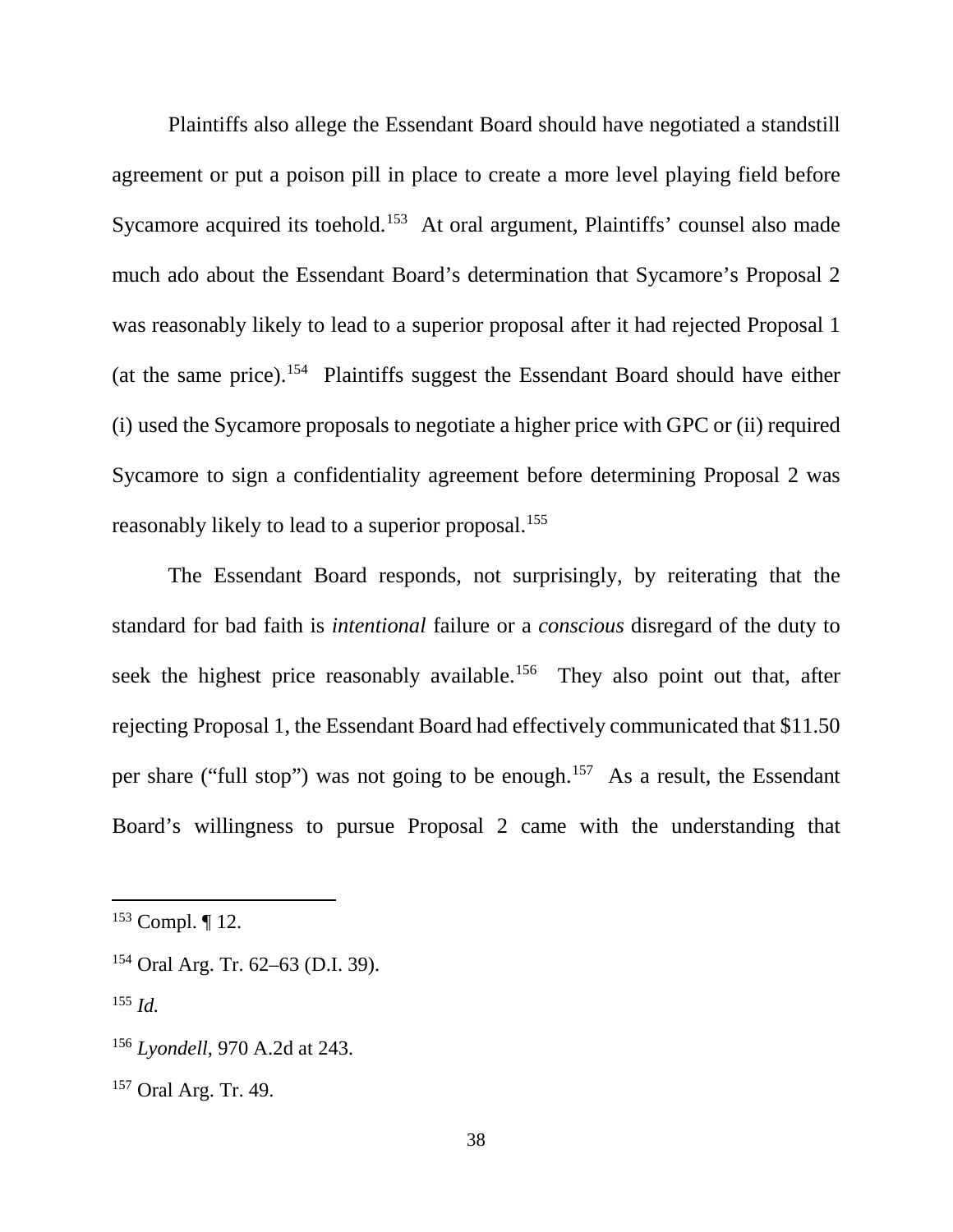Plaintiffs also allege the Essendant Board should have negotiated a standstill agreement or put a poison pill in place to create a more level playing field before Sycamore acquired its toehold.[153] At oral argument, Plaintiffs' counsel also made much ado about the Essendant Board's determination that Sycamore's Proposal 2 was reasonably likely to lead to a superior proposal after it had rejected Proposal 1 (at the same price).[154] Plaintiffs suggest the Essendant Board should have either (i) used the Sycamore proposals to negotiate a higher price with GPC or (ii) required Sycamore to sign a confidentiality agreement before determining Proposal 2 was reasonably likely to lead to a superior proposal.[155]

The Essendant Board responds, not surprisingly, by reiterating that the standard for bad faith is *intentional* failure or a *conscious* disregard of the duty to seek the highest price reasonably available.[156] They also point out that, after rejecting Proposal 1, the Essendant Board had effectively communicated that $11.50 per share ("full stop") was not going to be enough.[157] As a result, the Essendant Board's willingness to pursue Proposal 2 came with the understanding that

---

[153] Compl. ¶ 12.

[154] Oral Arg. Tr. 62–63 (D.I. 39).

[155] *Id.*

[156] *Lyondell*, 970 A.2d at 243.

[157] Oral Arg. Tr. 49.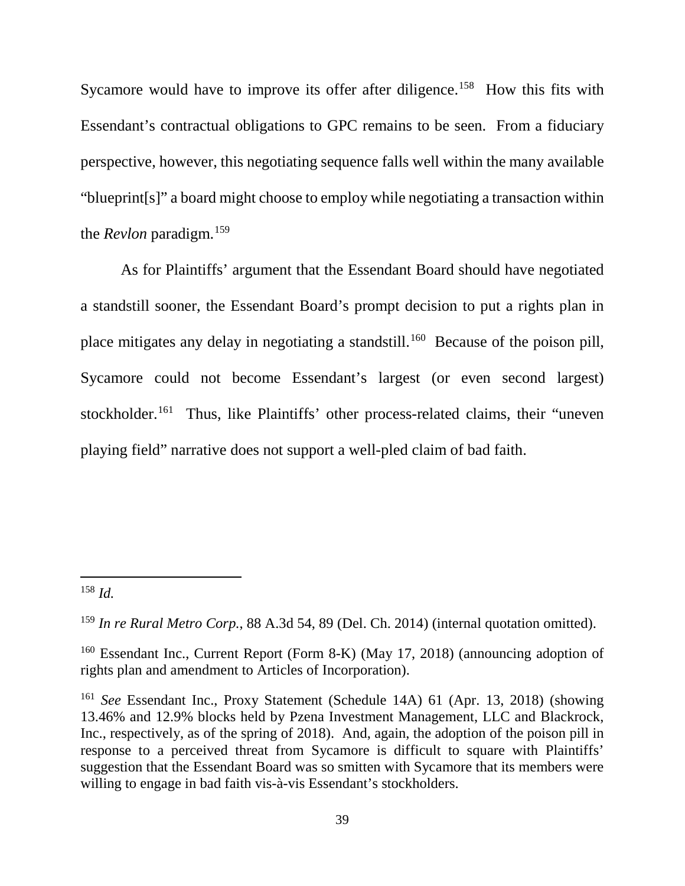Sycamore would have to improve its offer after diligence.[158] How this fits with Essendant's contractual obligations to GPC remains to be seen. From a fiduciary perspective, however, this negotiating sequence falls well within the many available "blueprint[s]" a board might choose to employ while negotiating a transaction within the *Revlon* paradigm.[159]

As for Plaintiffs' argument that the Essendant Board should have negotiated a standstill sooner, the Essendant Board's prompt decision to put a rights plan in place mitigates any delay in negotiating a standstill.[160] Because of the poison pill, Sycamore could not become Essendant's largest (or even second largest) stockholder.[161] Thus, like Plaintiffs' other process-related claims, their "uneven playing field" narrative does not support a well-pled claim of bad faith.

---

[158] *Id.*

[159] *In re Rural Metro Corp.*, 88 A.3d 54, 89 (Del. Ch. 2014) (internal quotation omitted).

[160] Essendant Inc., Current Report (Form 8-K) (May 17, 2018) (announcing adoption of rights plan and amendment to Articles of Incorporation).

[161] *See* Essendant Inc., Proxy Statement (Schedule 14A) 61 (Apr. 13, 2018) (showing 13.46% and 12.9% blocks held by Pzena Investment Management, LLC and Blackrock, Inc., respectively, as of the spring of 2018). And, again, the adoption of the poison pill in response to a perceived threat from Sycamore is difficult to square with Plaintiffs' suggestion that the Essendant Board was so smitten with Sycamore that its members were willing to engage in bad faith vis-à-vis Essendant's stockholders.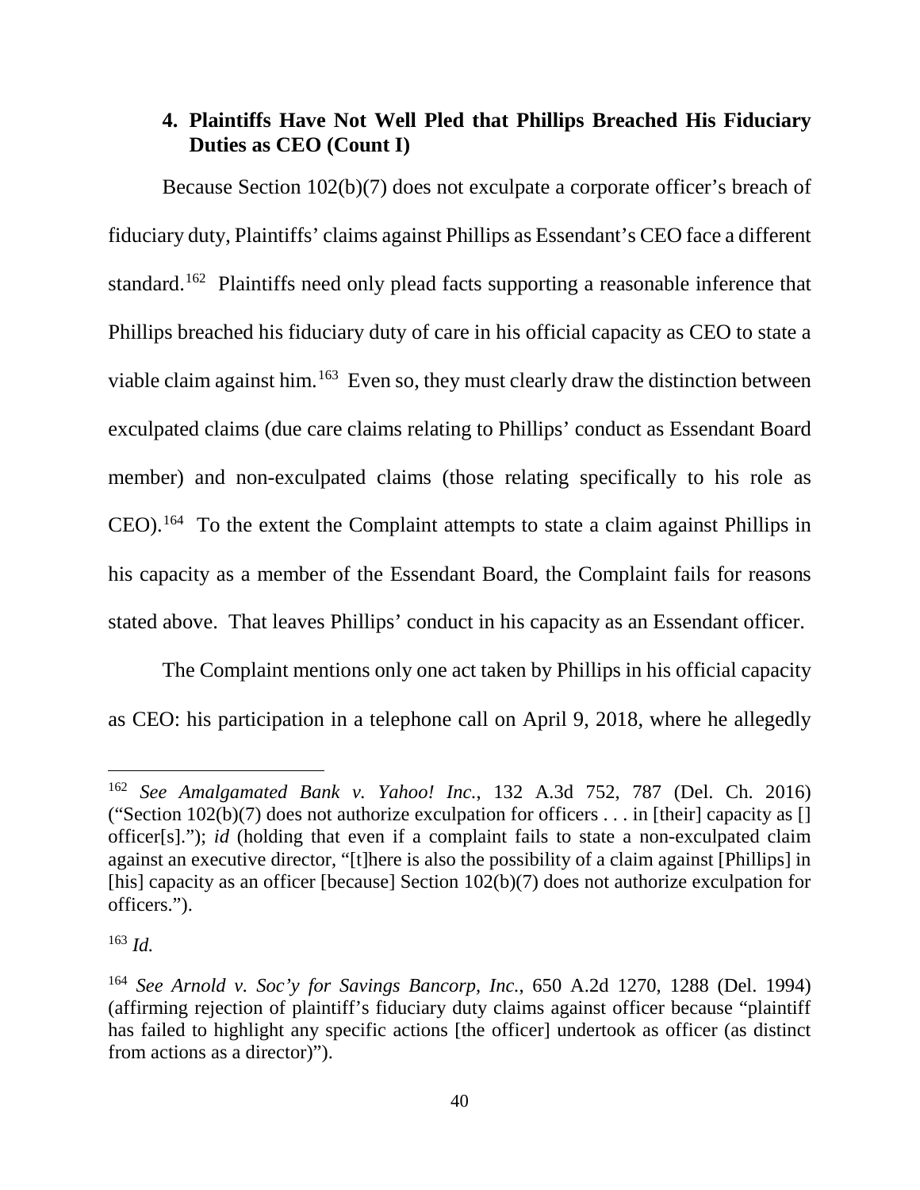### 4. Plaintiffs Have Not Well Pled that Phillips Breached His Fiduciary Duties as CEO (Count I)

Because Section 102(b)(7) does not exculpate a corporate officer's breach of fiduciary duty, Plaintiffs' claims against Phillips as Essendant's CEO face a different standard.[162] Plaintiffs need only plead facts supporting a reasonable inference that Phillips breached his fiduciary duty of care in his official capacity as CEO to state a viable claim against him.[163] Even so, they must clearly draw the distinction between exculpated claims (due care claims relating to Phillips' conduct as Essendant Board member) and non-exculpated claims (those relating specifically to his role as CEO).[164] To the extent the Complaint attempts to state a claim against Phillips in his capacity as a member of the Essendant Board, the Complaint fails for reasons stated above. That leaves Phillips' conduct in his capacity as an Essendant officer.

The Complaint mentions only one act taken by Phillips in his official capacity as CEO: his participation in a telephone call on April 9, 2018, where he allegedly

---

[162] *See Amalgamated Bank v. Yahoo! Inc.*, 132 A.3d 752, 787 (Del. Ch. 2016) ("Section 102(b)(7) does not authorize exculpation for officers . . . in [their] capacity as [] officer[s]."); *id* (holding that even if a complaint fails to state a non-exculpated claim against an executive director, "[t]here is also the possibility of a claim against [Phillips] in [his] capacity as an officer [because] Section 102(b)(7) does not authorize exculpation for officers.").

[163] *Id.*

[164] *See Arnold v. Soc'y for Savings Bancorp, Inc.*, 650 A.2d 1270, 1288 (Del. 1994) (affirming rejection of plaintiff's fiduciary duty claims against officer because "plaintiff has failed to highlight any specific actions [the officer] undertook as officer (as distinct from actions as a director)").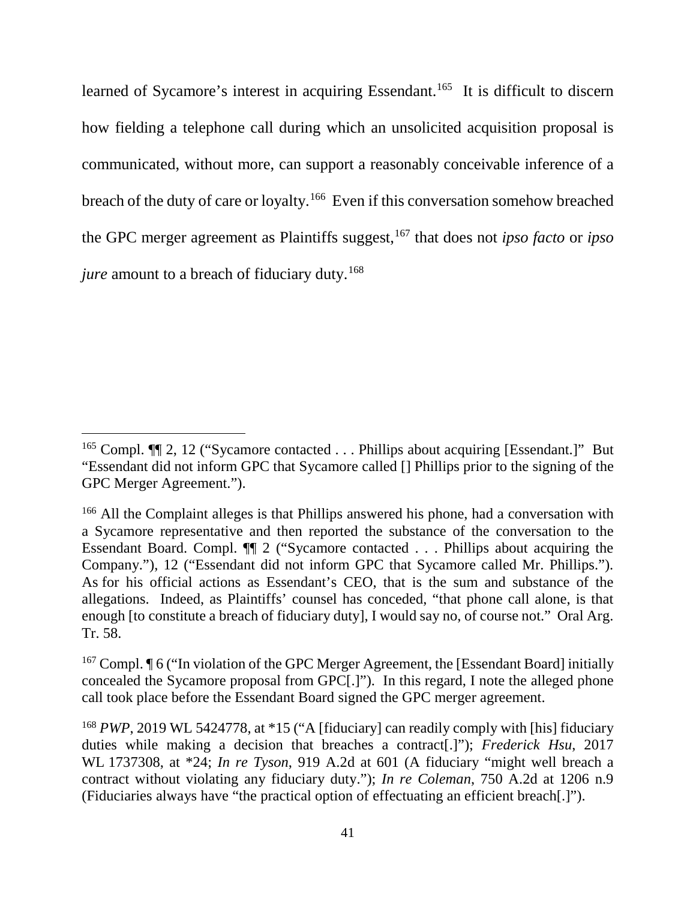learned of Sycamore's interest in acquiring Essendant.[165] It is difficult to discern how fielding a telephone call during which an unsolicited acquisition proposal is communicated, without more, can support a reasonably conceivable inference of a breach of the duty of care or loyalty.[166] Even if this conversation somehow breached the GPC merger agreement as Plaintiffs suggest,[167] that does not *ipso facto* or *ipso jure* amount to a breach of fiduciary duty.[168]

---

[165] Compl. ¶¶ 2, 12 ("Sycamore contacted . . . Phillips about acquiring [Essendant.]" But "Essendant did not inform GPC that Sycamore called [] Phillips prior to the signing of the GPC Merger Agreement.").

[166] All the Complaint alleges is that Phillips answered his phone, had a conversation with a Sycamore representative and then reported the substance of the conversation to the Essendant Board. Compl. ¶¶ 2 ("Sycamore contacted . . . Phillips about acquiring the Company."), 12 ("Essendant did not inform GPC that Sycamore called Mr. Phillips."). As for his official actions as Essendant's CEO, that is the sum and substance of the allegations. Indeed, as Plaintiffs' counsel has conceded, "that phone call alone, is that enough [to constitute a breach of fiduciary duty], I would say no, of course not." Oral Arg. Tr. 58.

[167] Compl. ¶ 6 ("In violation of the GPC Merger Agreement, the [Essendant Board] initially concealed the Sycamore proposal from GPC[.]"). In this regard, I note the alleged phone call took place before the Essendant Board signed the GPC merger agreement.

[168] *PWP*, 2019 WL 5424778, at *15 ("A [fiduciary] can readily comply with [his] fiduciary duties while making a decision that breaches a contract[.]"); *Frederick Hsu*, 2017 WL 1737308, at *24; *In re Tyson*, 919 A.2d at 601 (A fiduciary "might well breach a contract without violating any fiduciary duty."); *In re Coleman*, 750 A.2d at 1206 n.9 (Fiduciaries always have "the practical option of effectuating an efficient breach[.]").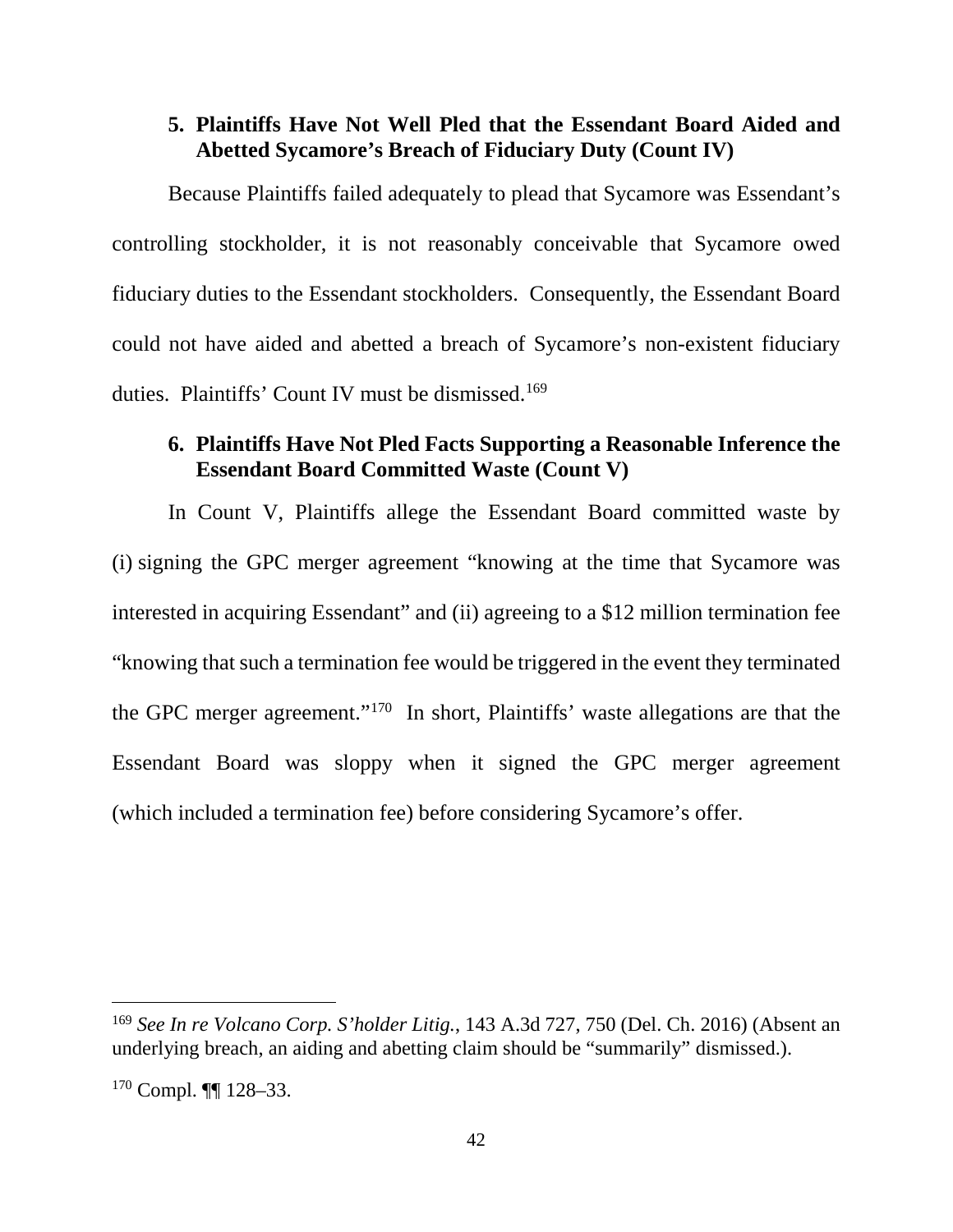### 5. Plaintiffs Have Not Well Pled that the Essendant Board Aided and Abetted Sycamore's Breach of Fiduciary Duty (Count IV)

Because Plaintiffs failed adequately to plead that Sycamore was Essendant's controlling stockholder, it is not reasonably conceivable that Sycamore owed fiduciary duties to the Essendant stockholders. Consequently, the Essendant Board could not have aided and abetted a breach of Sycamore's non-existent fiduciary duties. Plaintiffs' Count IV must be dismissed.[169]

### 6. Plaintiffs Have Not Pled Facts Supporting a Reasonable Inference the Essendant Board Committed Waste (Count V)

In Count V, Plaintiffs allege the Essendant Board committed waste by (i) signing the GPC merger agreement "knowing at the time that Sycamore was interested in acquiring Essendant" and (ii) agreeing to a $12 million termination fee "knowing that such a termination fee would be triggered in the event they terminated the GPC merger agreement."[170] In short, Plaintiffs' waste allegations are that the Essendant Board was sloppy when it signed the GPC merger agreement (which included a termination fee) before considering Sycamore's offer.

---

[169] *See In re Volcano Corp. S'holder Litig.*, 143 A.3d 727, 750 (Del. Ch. 2016) (Absent an underlying breach, an aiding and abetting claim should be "summarily" dismissed.).

[170] Compl. ¶¶ 128–33.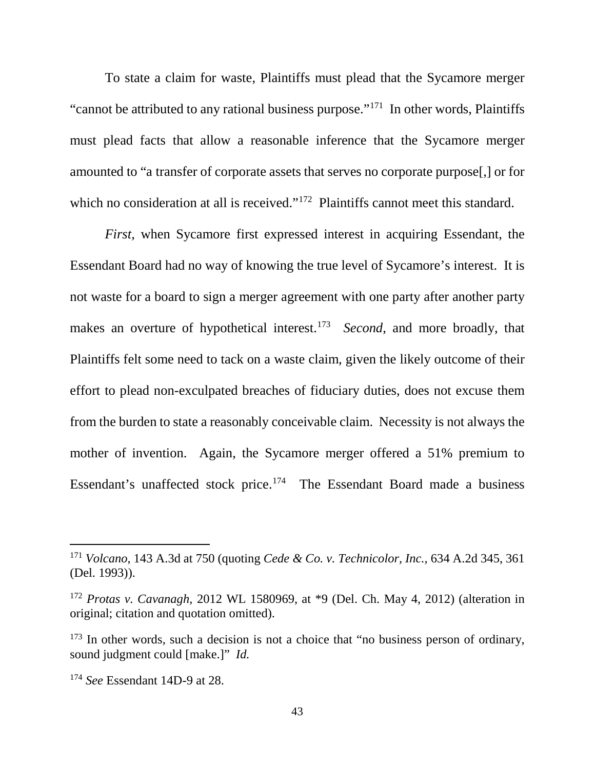To state a claim for waste, Plaintiffs must plead that the Sycamore merger "cannot be attributed to any rational business purpose."[171] In other words, Plaintiffs must plead facts that allow a reasonable inference that the Sycamore merger amounted to "a transfer of corporate assets that serves no corporate purpose[,] or for which no consideration at all is received."[172] Plaintiffs cannot meet this standard.

*First*, when Sycamore first expressed interest in acquiring Essendant, the Essendant Board had no way of knowing the true level of Sycamore's interest. It is not waste for a board to sign a merger agreement with one party after another party makes an overture of hypothetical interest.[173] *Second*, and more broadly, that Plaintiffs felt some need to tack on a waste claim, given the likely outcome of their effort to plead non-exculpated breaches of fiduciary duties, does not excuse them from the burden to state a reasonably conceivable claim. Necessity is not always the mother of invention. Again, the Sycamore merger offered a 51% premium to Essendant's unaffected stock price.[174] The Essendant Board made a business

---

[171] *Volcano*, 143 A.3d at 750 (quoting *Cede & Co. v. Technicolor, Inc.*, 634 A.2d 345, 361 (Del. 1993)).

[172] *Protas v. Cavanagh*, 2012 WL 1580969, at *9 (Del. Ch. May 4, 2012) (alteration in original; citation and quotation omitted).

[173] In other words, such a decision is not a choice that "no business person of ordinary, sound judgment could [make.]" *Id.*

[174] *See* Essendant 14D-9 at 28.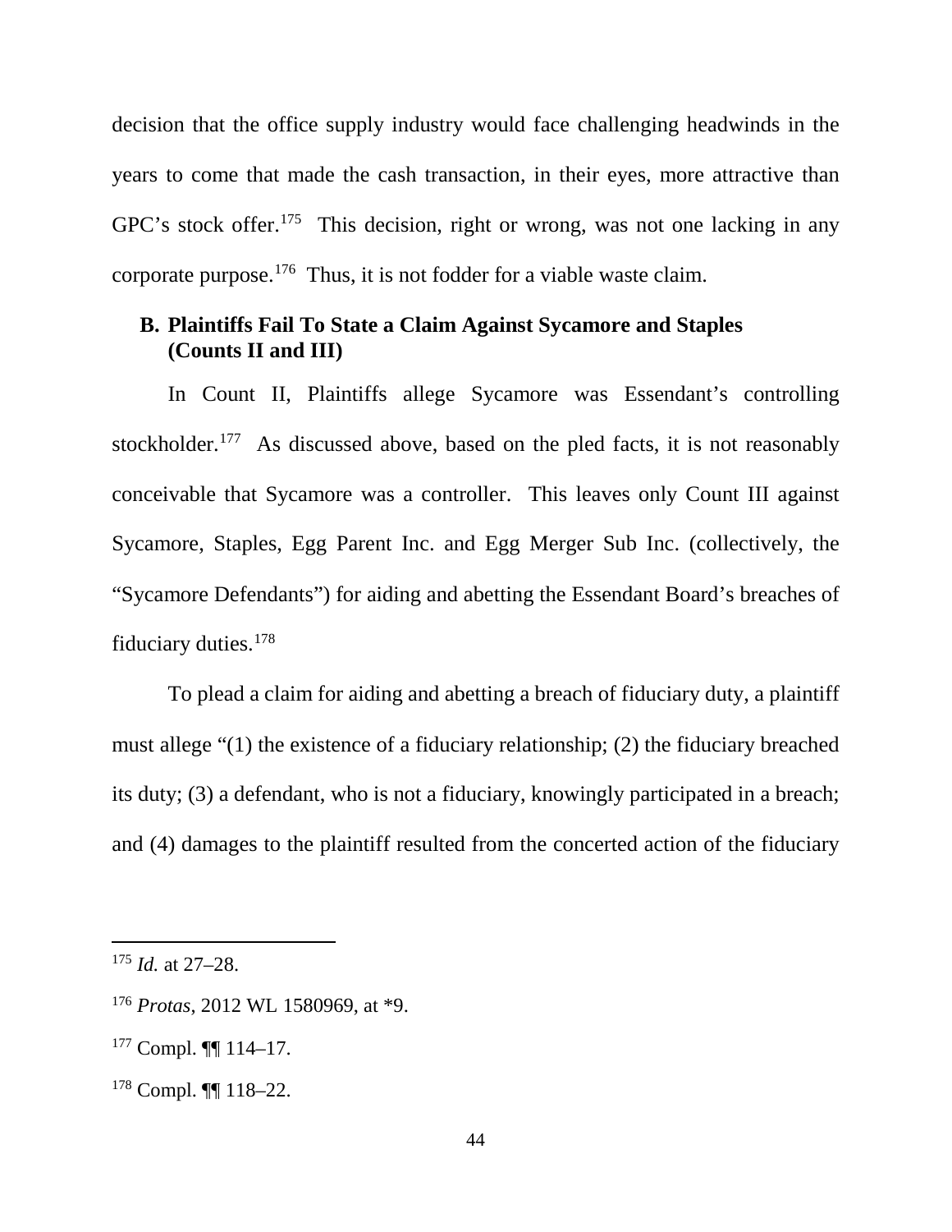decision that the office supply industry would face challenging headwinds in the years to come that made the cash transaction, in their eyes, more attractive than GPC's stock offer.[175] This decision, right or wrong, was not one lacking in any corporate purpose.[176] Thus, it is not fodder for a viable waste claim.

### B. Plaintiffs Fail To State a Claim Against Sycamore and Staples (Counts II and III)

In Count II, Plaintiffs allege Sycamore was Essendant's controlling stockholder.[177] As discussed above, based on the pled facts, it is not reasonably conceivable that Sycamore was a controller. This leaves only Count III against Sycamore, Staples, Egg Parent Inc. and Egg Merger Sub Inc. (collectively, the "Sycamore Defendants") for aiding and abetting the Essendant Board's breaches of fiduciary duties.[178]

To plead a claim for aiding and abetting a breach of fiduciary duty, a plaintiff must allege "(1) the existence of a fiduciary relationship; (2) the fiduciary breached its duty; (3) a defendant, who is not a fiduciary, knowingly participated in a breach; and (4) damages to the plaintiff resulted from the concerted action of the fiduciary

---

[175] *Id.* at 27–28.

[176] *Protas*, 2012 WL 1580969, at *9.

[177] Compl. ¶¶ 114–17.

[178] Compl. ¶¶ 118–22.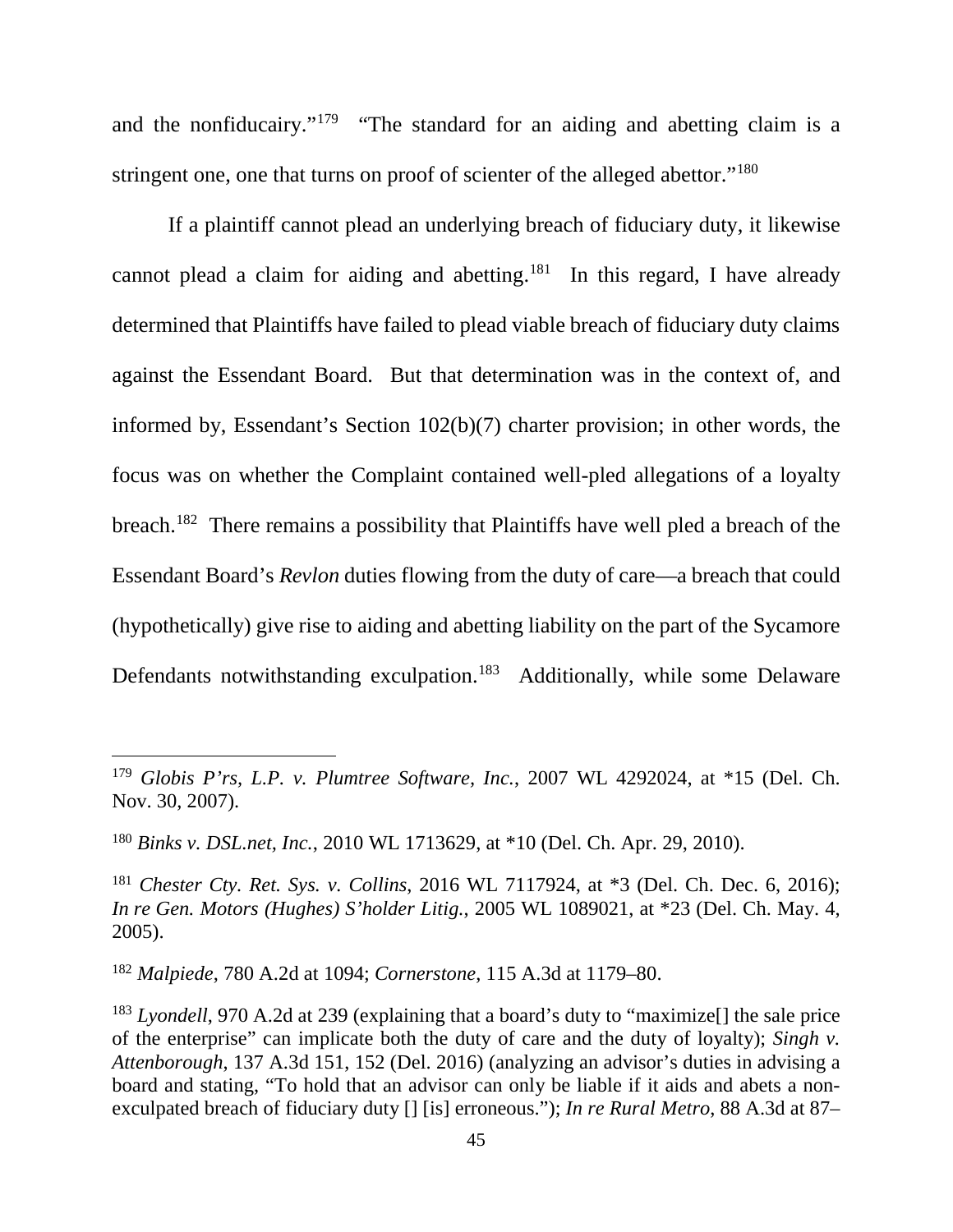and the nonfiducairy."[179] "The standard for an aiding and abetting claim is a stringent one, one that turns on proof of scienter of the alleged abettor."[180]

If a plaintiff cannot plead an underlying breach of fiduciary duty, it likewise cannot plead a claim for aiding and abetting.[181] In this regard, I have already determined that Plaintiffs have failed to plead viable breach of fiduciary duty claims against the Essendant Board. But that determination was in the context of, and informed by, Essendant's Section 102(b)(7) charter provision; in other words, the focus was on whether the Complaint contained well-pled allegations of a loyalty breach.[182] There remains a possibility that Plaintiffs have well pled a breach of the Essendant Board's *Revlon* duties flowing from the duty of care—a breach that could (hypothetically) give rise to aiding and abetting liability on the part of the Sycamore Defendants notwithstanding exculpation.[183] Additionally, while some Delaware

---

[179] *Globis P'rs, L.P. v. Plumtree Software, Inc.*, 2007 WL 4292024, at *15 (Del. Ch. Nov. 30, 2007).

[180] *Binks v. DSL.net, Inc.*, 2010 WL 1713629, at *10 (Del. Ch. Apr. 29, 2010).

[181] *Chester Cty. Ret. Sys. v. Collins*, 2016 WL 7117924, at *3 (Del. Ch. Dec. 6, 2016); *In re Gen. Motors (Hughes) S'holder Litig.*, 2005 WL 1089021, at *23 (Del. Ch. May. 4, 2005).

[182] *Malpiede*, 780 A.2d at 1094; *Cornerstone*, 115 A.3d at 1179–80.

[183] *Lyondell*, 970 A.2d at 239 (explaining that a board's duty to "maximize[] the sale price of the enterprise" can implicate both the duty of care and the duty of loyalty); *Singh v. Attenborough*, 137 A.3d 151, 152 (Del. 2016) (analyzing an advisor's duties in advising a board and stating, "To hold that an advisor can only be liable if it aids and abets a non-exculpated breach of fiduciary duty [] [is] erroneous."); *In re Rural Metro*, 88 A.3d at 87–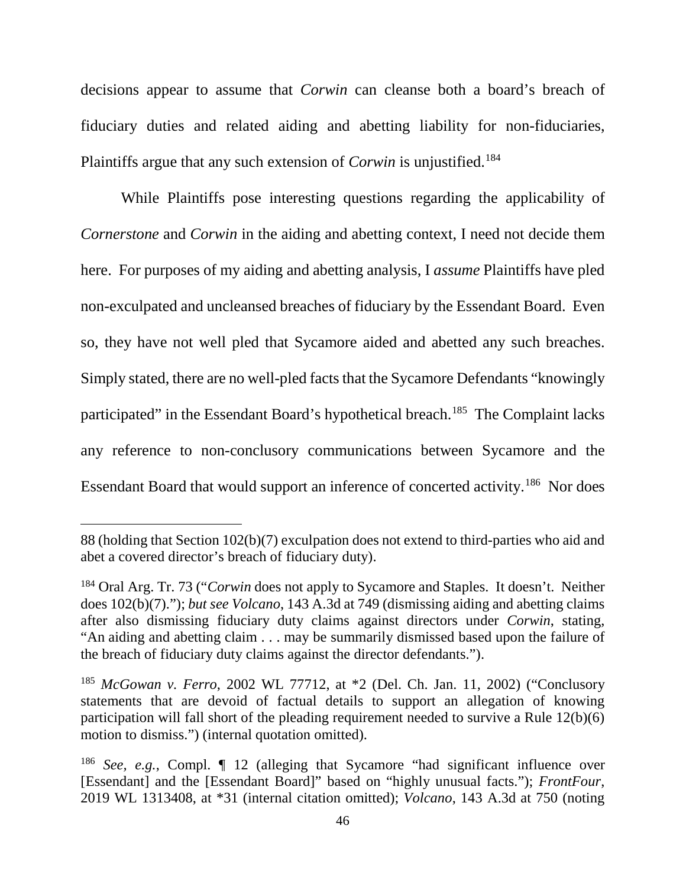decisions appear to assume that *Corwin* can cleanse both a board's breach of fiduciary duties and related aiding and abetting liability for non-fiduciaries, Plaintiffs argue that any such extension of *Corwin* is unjustified.[184]

While Plaintiffs pose interesting questions regarding the applicability of *Cornerstone* and *Corwin* in the aiding and abetting context, I need not decide them here. For purposes of my aiding and abetting analysis, I *assume* Plaintiffs have pled non-exculpated and uncleansed breaches of fiduciary by the Essendant Board. Even so, they have not well pled that Sycamore aided and abetted any such breaches. Simply stated, there are no well-pled facts that the Sycamore Defendants "knowingly participated" in the Essendant Board's hypothetical breach.[185] The Complaint lacks any reference to non-conclusory communications between Sycamore and the Essendant Board that would support an inference of concerted activity.[186] Nor does

---

88 (holding that Section 102(b)(7) exculpation does not extend to third-parties who aid and abet a covered director's breach of fiduciary duty).

[184] Oral Arg. Tr. 73 ("*Corwin* does not apply to Sycamore and Staples. It doesn't. Neither does 102(b)(7)."); *but see Volcano*, 143 A.3d at 749 (dismissing aiding and abetting claims after also dismissing fiduciary duty claims against directors under *Corwin*, stating, "An aiding and abetting claim . . . may be summarily dismissed based upon the failure of the breach of fiduciary duty claims against the director defendants.").

[185] *McGowan v. Ferro*, 2002 WL 77712, at *2 (Del. Ch. Jan. 11, 2002) ("Conclusory statements that are devoid of factual details to support an allegation of knowing participation will fall short of the pleading requirement needed to survive a Rule 12(b)(6) motion to dismiss.") (internal quotation omitted).

[186] *See, e.g.*, Compl. ¶ 12 (alleging that Sycamore "had significant influence over [Essendant] and the [Essendant Board]" based on "highly unusual facts."); *FrontFour*, 2019 WL 1313408, at *31 (internal citation omitted); *Volcano*, 143 A.3d at 750 (noting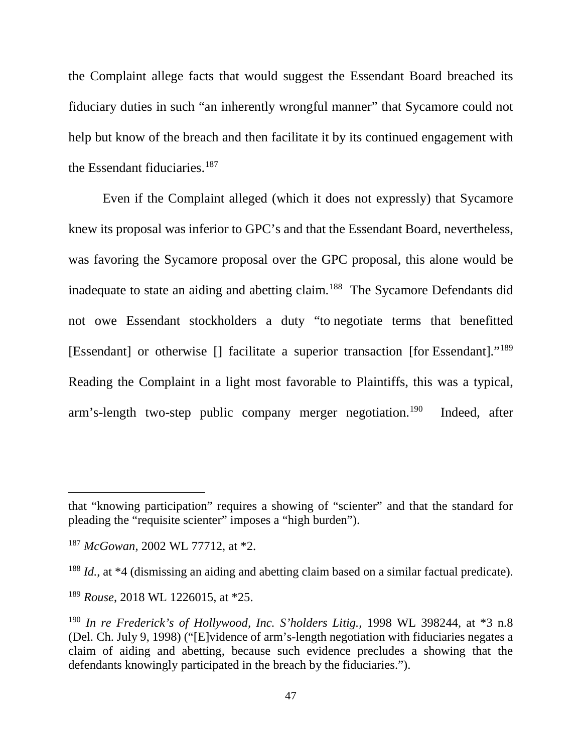the Complaint allege facts that would suggest the Essendant Board breached its fiduciary duties in such "an inherently wrongful manner" that Sycamore could not help but know of the breach and then facilitate it by its continued engagement with the Essendant fiduciaries.[187]

Even if the Complaint alleged (which it does not expressly) that Sycamore knew its proposal was inferior to GPC's and that the Essendant Board, nevertheless, was favoring the Sycamore proposal over the GPC proposal, this alone would be inadequate to state an aiding and abetting claim.[188] The Sycamore Defendants did not owe Essendant stockholders a duty "to negotiate terms that benefitted [Essendant] or otherwise [] facilitate a superior transaction [for Essendant]."[189] Reading the Complaint in a light most favorable to Plaintiffs, this was a typical, arm's-length two-step public company merger negotiation.[190] Indeed, after

---

that "knowing participation" requires a showing of "scienter" and that the standard for pleading the "requisite scienter" imposes a "high burden").

[187] *McGowan*, 2002 WL 77712, at *2.

[188] *Id.*, at *4 (dismissing an aiding and abetting claim based on a similar factual predicate).

[189] *Rouse*, 2018 WL 1226015, at *25.

[190] *In re Frederick's of Hollywood, Inc. S'holders Litig.*, 1998 WL 398244, at *3 n.8 (Del. Ch. July 9, 1998) ("[E]vidence of arm's-length negotiation with fiduciaries negates a claim of aiding and abetting, because such evidence precludes a showing that the defendants knowingly participated in the breach by the fiduciaries.").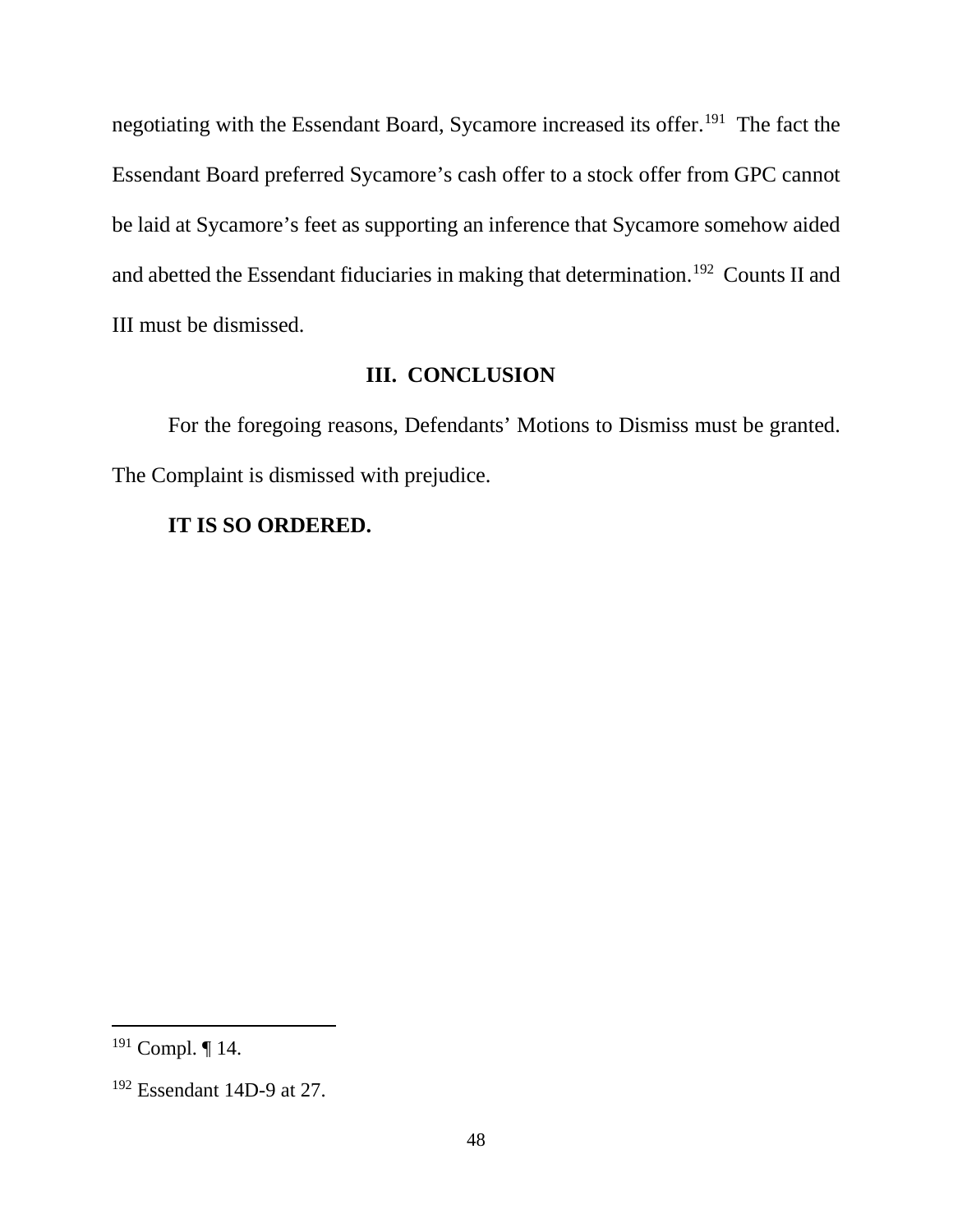negotiating with the Essendant Board, Sycamore increased its offer.[191] The fact the Essendant Board preferred Sycamore's cash offer to a stock offer from GPC cannot be laid at Sycamore's feet as supporting an inference that Sycamore somehow aided and abetted the Essendant fiduciaries in making that determination.[192] Counts II and III must be dismissed.

## III. CONCLUSION

For the foregoing reasons, Defendants' Motions to Dismiss must be granted. The Complaint is dismissed with prejudice.

**IT IS SO ORDERED.**

---

[191] Compl. ¶ 14.

[192] Essendant 14D-9 at 27.